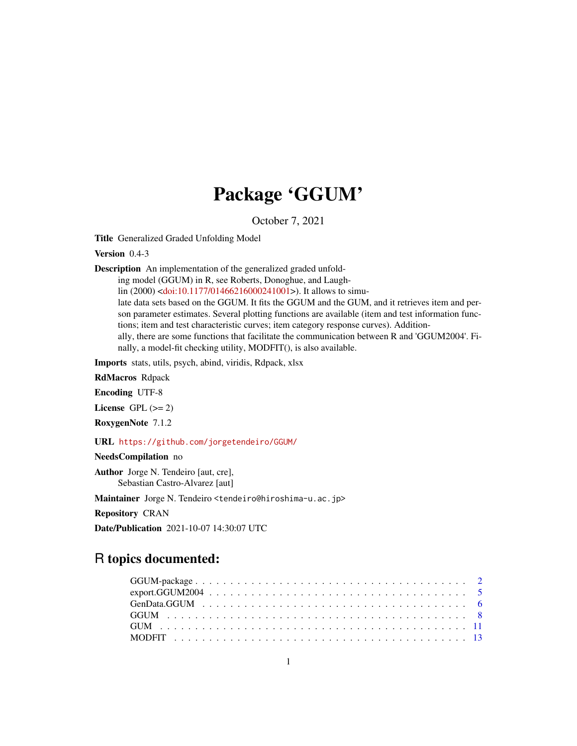# Package 'GGUM'

October 7, 2021

**Title** Generalized Graded Unfolding Model

**Version** 0.4-3

**Description** An implementation of the generalized graded unfolding model (GGUM) in R, see Roberts, Donoghue, and Laughlin (2000) <doi:10.1177/01466216000241001>). It allows to simulate data sets based on the GGUM. It fits the GGUM and the GUM, and it retrieves item and person parameter estimates. Several plotting functions are available (item and test information functions; item and test characteristic curves; item category response curves). Additionally, there are some functions that facilitate the communication between R and 'GGUM2004'. Finally, a model-fit checking utility, MODFIT(), is also available.

**Imports** stats, utils, psych, abind, viridis, Rdpack, xlsx

**RdMacros** Rdpack

**Encoding** UTF-8

**License** GPL (>= 2)

**RoxygenNote** 7.1.2

**URL** `https://github.com/jorgetendeiro/GGUM/`

**NeedsCompilation** no

**Author** Jorge N. Tendeiro [aut, cre],
Sebastian Castro-Alvarez [aut]

**Maintainer** Jorge N. Tendeiro <tendeiro@hiroshima-u.ac.jp>

**Repository** CRAN

**Date/Publication** 2021-10-07 14:30:07 UTC

## R topics documented:

- GGUM-package . . . . . . . . . . . . . . . . . . . . . . . . . . . . . . . . . . . . . . 2
- export.GGUM2004 . . . . . . . . . . . . . . . . . . . . . . . . . . . . . . . . . . . . 5
- GenData.GGUM . . . . . . . . . . . . . . . . . . . . . . . . . . . . . . . . . . . . . 6
- GGUM . . . . . . . . . . . . . . . . . . . . . . . . . . . . . . . . . . . . . . . . . . 8
- GUM . . . . . . . . . . . . . . . . . . . . . . . . . . . . . . . . . . . . . . . . . . . 11
- MODFIT . . . . . . . . . . . . . . . . . . . . . . . . . . . . . . . . . . . . . . . . . 13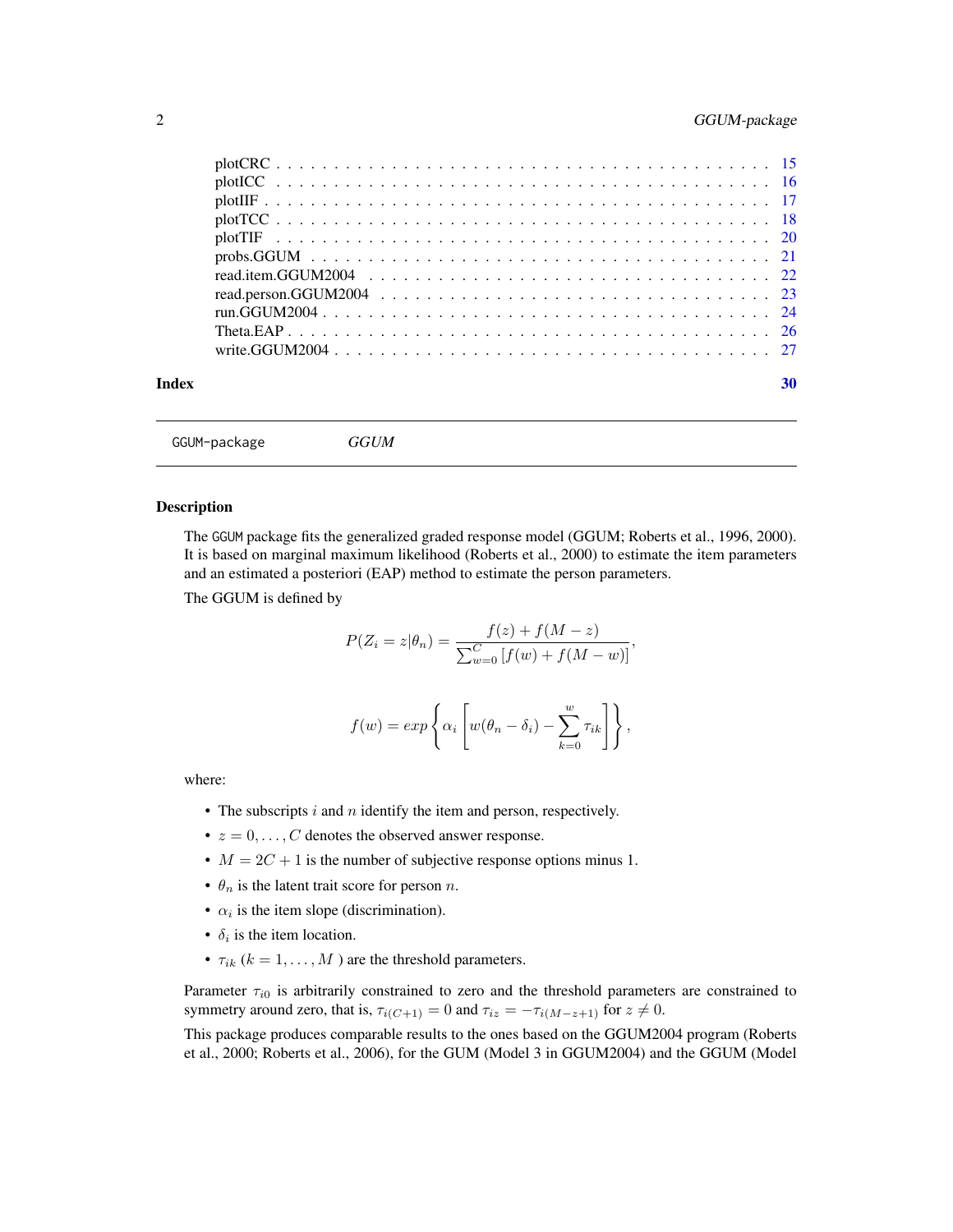| | |
|---|---|
| plotCRC | 15 |
| plotICC | 16 |
| plotIIF | 17 |
| plotTCC | 18 |
| plotTIF | 20 |
| probs.GGUM | 21 |
| read.item.GGUM2004 | 22 |
| read.person.GGUM2004 | 23 |
| run.GGUM2004 | 24 |
| Theta.EAP | 26 |
| write.GGUM2004 | 27 |

**Index** **30**

---

GGUM-package *GGUM*

---

## Description

The GGUM package fits the generalized graded response model (GGUM; Roberts et al., 1996, 2000). It is based on marginal maximum likelihood (Roberts et al., 2000) to estimate the item parameters and an estimated a posteriori (EAP) method to estimate the person parameters.

The GGUM is defined by

$$P(Z_i = z|\theta_n) = \frac{f(z) + f(M - z)}{\sum_{w=0}^{C} [f(w) + f(M - w)]},$$

$$f(w) = exp\left\{\alpha_i \left[w(\theta_n - \delta_i) - \sum_{k=0}^{w} \tau_{ik}\right]\right\},$$

where:

- The subscripts $i$ and $n$ identify the item and person, respectively.
- $z = 0, \ldots, C$ denotes the observed answer response.
- $M = 2C + 1$ is the number of subjective response options minus 1.
- $\theta_n$ is the latent trait score for person $n$.
- $\alpha_i$ is the item slope (discrimination).
- $\delta_i$ is the item location.
- $\tau_{ik}$ ($k = 1, \ldots, M$ ) are the threshold parameters.

Parameter $\tau_{i0}$ is arbitrarily constrained to zero and the threshold parameters are constrained to symmetry around zero, that is, $\tau_{i(C+1)} = 0$ and $\tau_{iz} = -\tau_{i(M-z+1)}$ for $z \neq 0$.

This package produces comparable results to the ones based on the GGUM2004 program (Roberts et al., 2000; Roberts et al., 2006), for the GUM (Model 3 in GGUM2004) and the GGUM (Model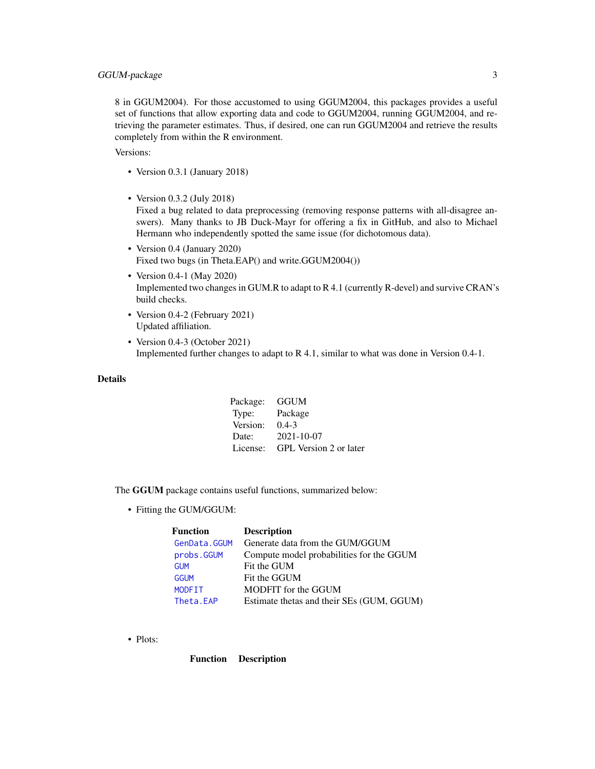8 in GGUM2004). For those accustomed to using GGUM2004, this packages provides a useful set of functions that allow exporting data and code to GGUM2004, running GGUM2004, and retrieving the parameter estimates. Thus, if desired, one can run GGUM2004 and retrieve the results completely from within the R environment.

Versions:

- Version 0.3.1 (January 2018)
- Version 0.3.2 (July 2018)
  Fixed a bug related to data preprocessing (removing response patterns with all-disagree answers). Many thanks to JB Duck-Mayr for offering a fix in GitHub, and also to Michael Hermann who independently spotted the same issue (for dichotomous data).
- Version 0.4 (January 2020)
  Fixed two bugs (in Theta.EAP() and write.GGUM2004())
- Version 0.4-1 (May 2020)
  Implemented two changes in GUM.R to adapt to R 4.1 (currently R-devel) and survive CRAN's build checks.
- Version 0.4-2 (February 2021)
  Updated affiliation.
- Version 0.4-3 (October 2021)
  Implemented further changes to adapt to R 4.1, similar to what was done in Version 0.4-1.

## Details

| | |
|---|---|
| Package: | GGUM |
| Type: | Package |
| Version: | 0.4-3 |
| Date: | 2021-10-07 |
| License: | GPL Version 2 or later |

The **GGUM** package contains useful functions, summarized below:

- Fitting the GUM/GGUM:

| **Function** | **Description** |
|---|---|
| `GenData.GGUM` | Generate data from the GUM/GGUM |
| `probs.GGUM` | Compute model probabilities for the GGUM |
| `GUM` | Fit the GUM |
| `GGUM` | Fit the GGUM |
| `MODFIT` | MODFIT for the GGUM |
| `Theta.EAP` | Estimate thetas and their SEs (GUM, GGUM) |

- Plots:

| **Function** | **Description** |
|---|---|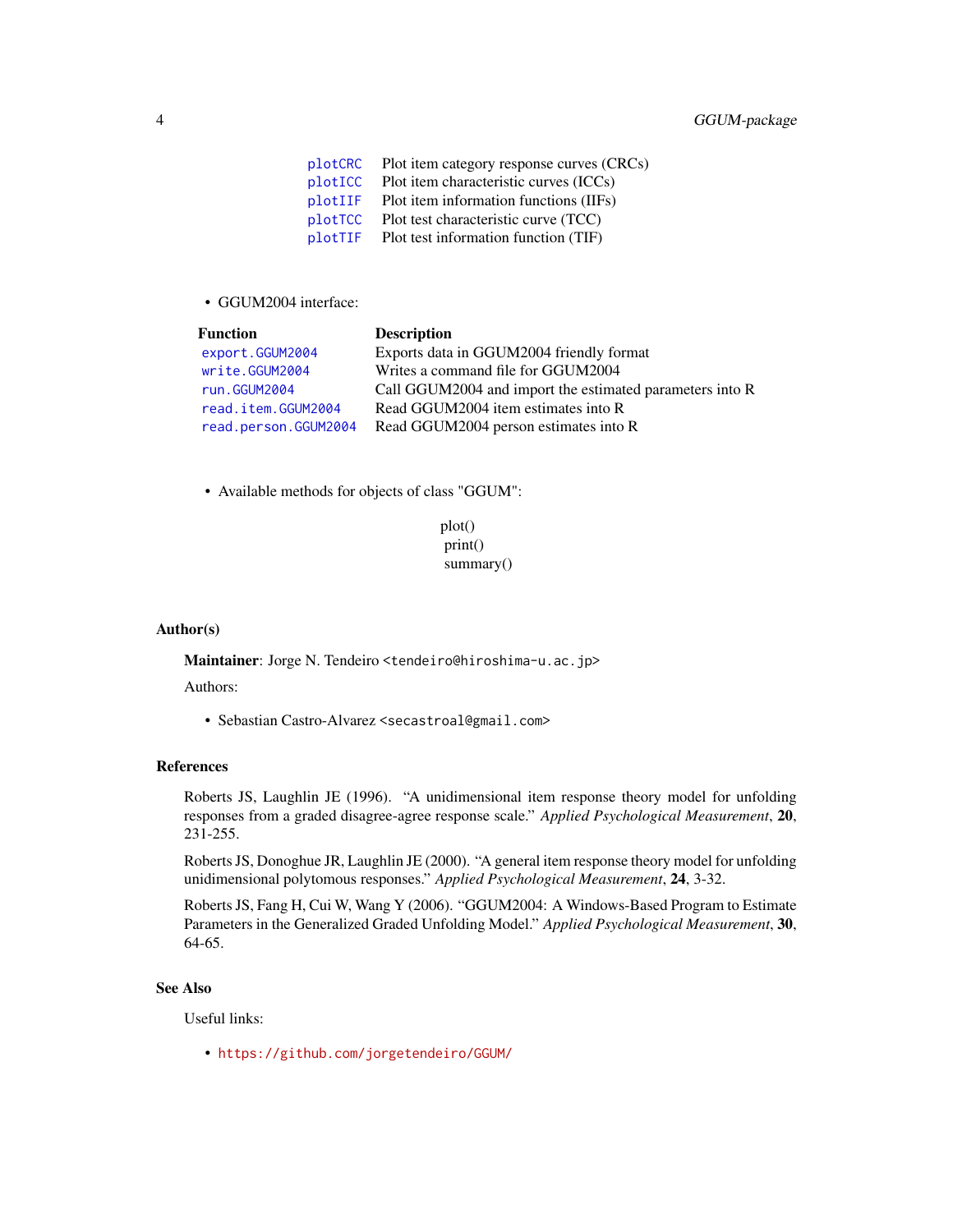| | |
|---|---|
| plotCRC | Plot item category response curves (CRCs) |
| plotICC | Plot item characteristic curves (ICCs) |
| plotIIF | Plot item information functions (IIFs) |
| plotTCC | Plot test characteristic curve (TCC) |
| plotTIF | Plot test information function (TIF) |

- GGUM2004 interface:

| Function | Description |
|---|---|
| export.GGUM2004 | Exports data in GGUM2004 friendly format |
| write.GGUM2004 | Writes a command file for GGUM2004 |
| run.GGUM2004 | Call GGUM2004 and import the estimated parameters into R |
| read.item.GGUM2004 | Read GGUM2004 item estimates into R |
| read.person.GGUM2004 | Read GGUM2004 person estimates into R |

- Available methods for objects of class "GGUM":

  plot()
  print()
  summary()

### Author(s)

**Maintainer**: Jorge N. Tendeiro <tendeiro@hiroshima-u.ac.jp>

Authors:

- Sebastian Castro-Alvarez <secastroal@gmail.com>

### References

Roberts JS, Laughlin JE (1996). "A unidimensional item response theory model for unfolding responses from a graded disagree-agree response scale." *Applied Psychological Measurement*, **20**, 231-255.

Roberts JS, Donoghue JR, Laughlin JE (2000). "A general item response theory model for unfolding unidimensional polytomous responses." *Applied Psychological Measurement*, **24**, 3-32.

Roberts JS, Fang H, Cui W, Wang Y (2006). "GGUM2004: A Windows-Based Program to Estimate Parameters in the Generalized Graded Unfolding Model." *Applied Psychological Measurement*, **30**, 64-65.

### See Also

Useful links:

- https://github.com/jorgetendeiro/GGUM/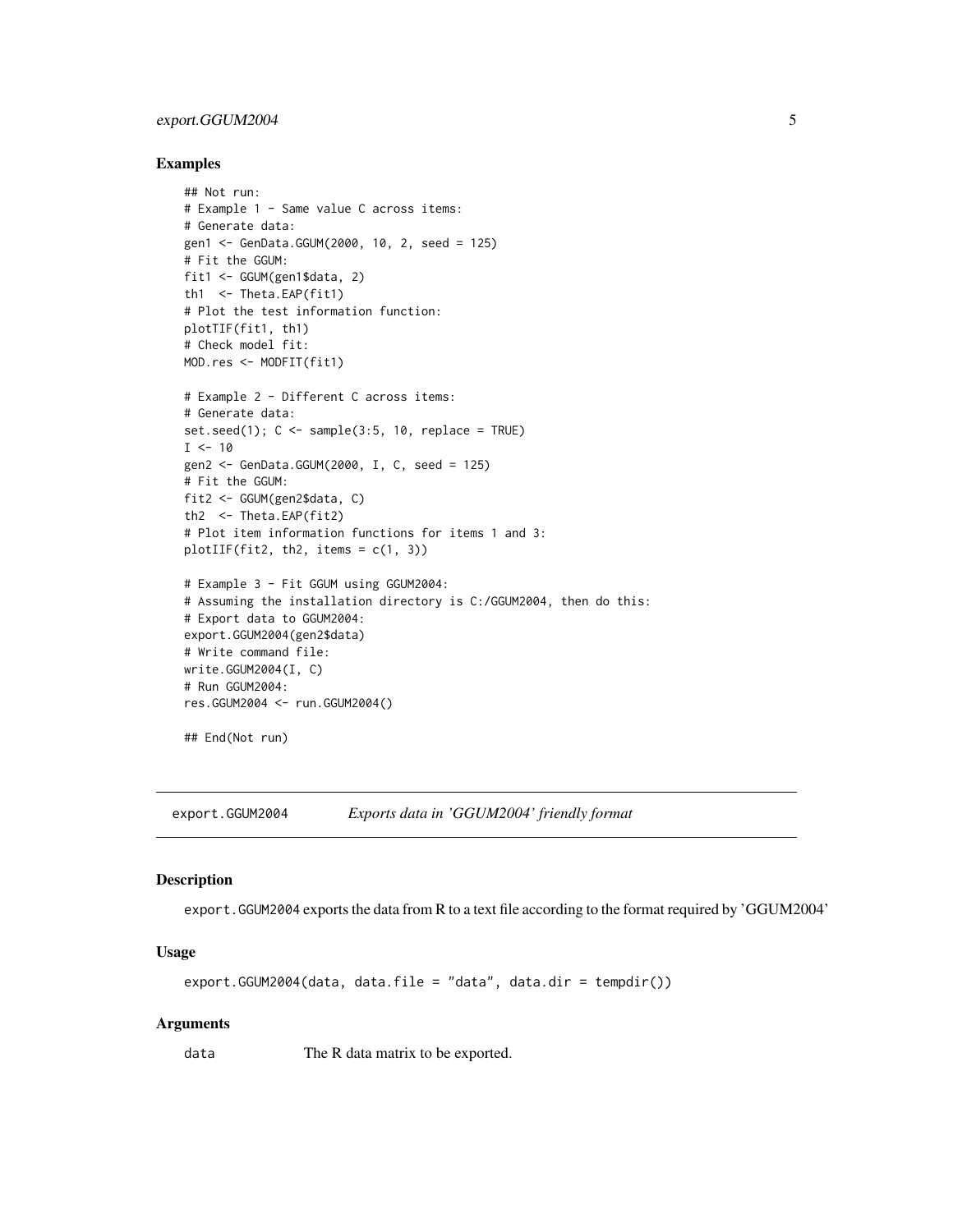### Examples

```
## Not run:
# Example 1 - Same value C across items:
# Generate data:
gen1 <- GenData.GGUM(2000, 10, 2, seed = 125)
# Fit the GGUM:
fit1 <- GGUM(gen1$data, 2)
th1  <- Theta.EAP(fit1)
# Plot the test information function:
plotTIF(fit1, th1)
# Check model fit:
MOD.res <- MODFIT(fit1)

# Example 2 - Different C across items:
# Generate data:
set.seed(1); C <- sample(3:5, 10, replace = TRUE)
I <- 10
gen2 <- GenData.GGUM(2000, I, C, seed = 125)
# Fit the GGUM:
fit2 <- GGUM(gen2$data, C)
th2  <- Theta.EAP(fit2)
# Plot item information functions for items 1 and 3:
plotIIF(fit2, th2, items = c(1, 3))

# Example 3 - Fit GGUM using GGUM2004:
# Assuming the installation directory is C:/GGUM2004, then do this:
# Export data to GGUM2004:
export.GGUM2004(gen2$data)
# Write command file:
write.GGUM2004(I, C)
# Run GGUM2004:
res.GGUM2004 <- run.GGUM2004()

## End(Not run)
```

---

## export.GGUM2004 — *Exports data in 'GGUM2004' friendly format*

### Description

export.GGUM2004 exports the data from R to a text file according to the format required by 'GGUM2004'

### Usage

```
export.GGUM2004(data, data.file = "data", data.dir = tempdir())
```

### Arguments

| | |
|---|---|
| data | The R data matrix to be exported. |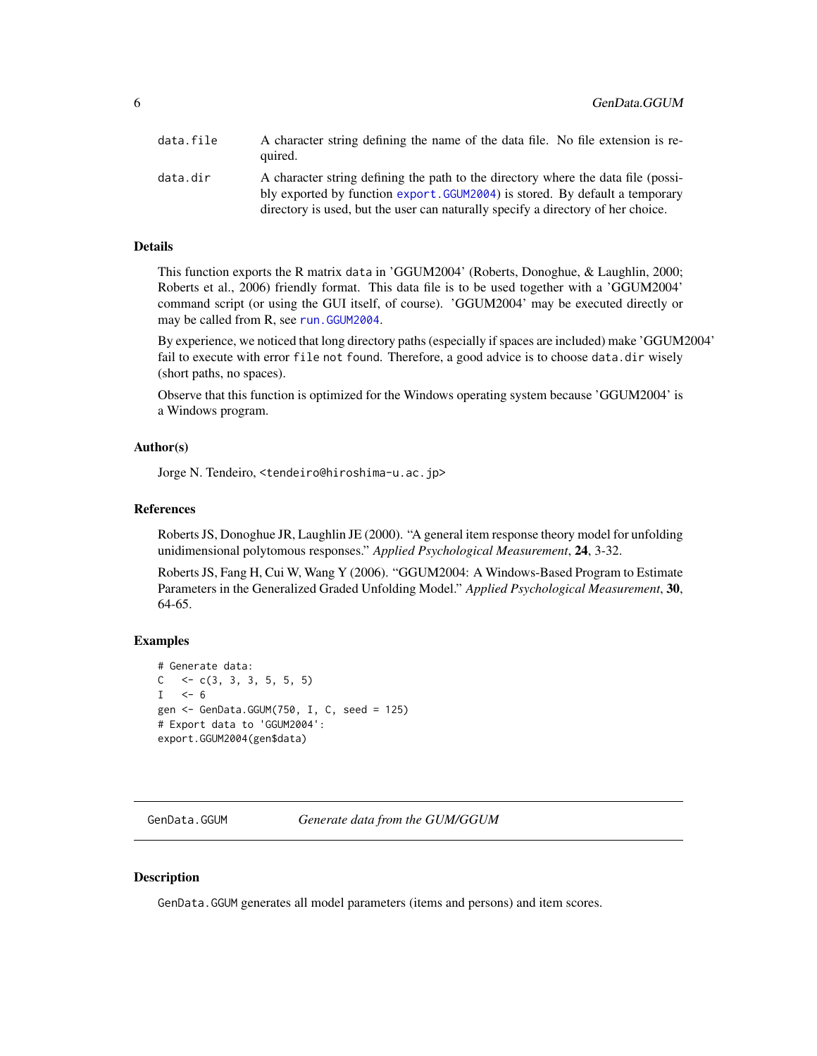| | |
|---|---|
| `data.file` | A character string defining the name of the data file. No file extension is required. |
| `data.dir` | A character string defining the path to the directory where the data file (possibly exported by function `export.GGUM2004`) is stored. By default a temporary directory is used, but the user can naturally specify a directory of her choice. |

### Details

This function exports the R matrix `data` in 'GGUM2004' (Roberts, Donoghue, & Laughlin, 2000; Roberts et al., 2006) friendly format. This data file is to be used together with a 'GGUM2004' command script (or using the GUI itself, of course). 'GGUM2004' may be executed directly or may be called from R, see `run.GGUM2004`.

By experience, we noticed that long directory paths (especially if spaces are included) make 'GGUM2004' fail to execute with error `file not found`. Therefore, a good advice is to choose `data.dir` wisely (short paths, no spaces).

Observe that this function is optimized for the Windows operating system because 'GGUM2004' is a Windows program.

### Author(s)

Jorge N. Tendeiro, <tendeiro@hiroshima-u.ac.jp>

### References

Roberts JS, Donoghue JR, Laughlin JE (2000). "A general item response theory model for unfolding unidimensional polytomous responses." *Applied Psychological Measurement*, **24**, 3-32.

Roberts JS, Fang H, Cui W, Wang Y (2006). "GGUM2004: A Windows-Based Program to Estimate Parameters in the Generalized Graded Unfolding Model." *Applied Psychological Measurement*, **30**, 64-65.

### Examples

```
# Generate data:
C   <- c(3, 3, 3, 5, 5, 5)
I   <- 6
gen <- GenData.GGUM(750, I, C, seed = 125)
# Export data to 'GGUM2004':
export.GGUM2004(gen$data)
```

---

## `GenData.GGUM` *Generate data from the GUM/GGUM*

---

### Description

`GenData.GGUM` generates all model parameters (items and persons) and item scores.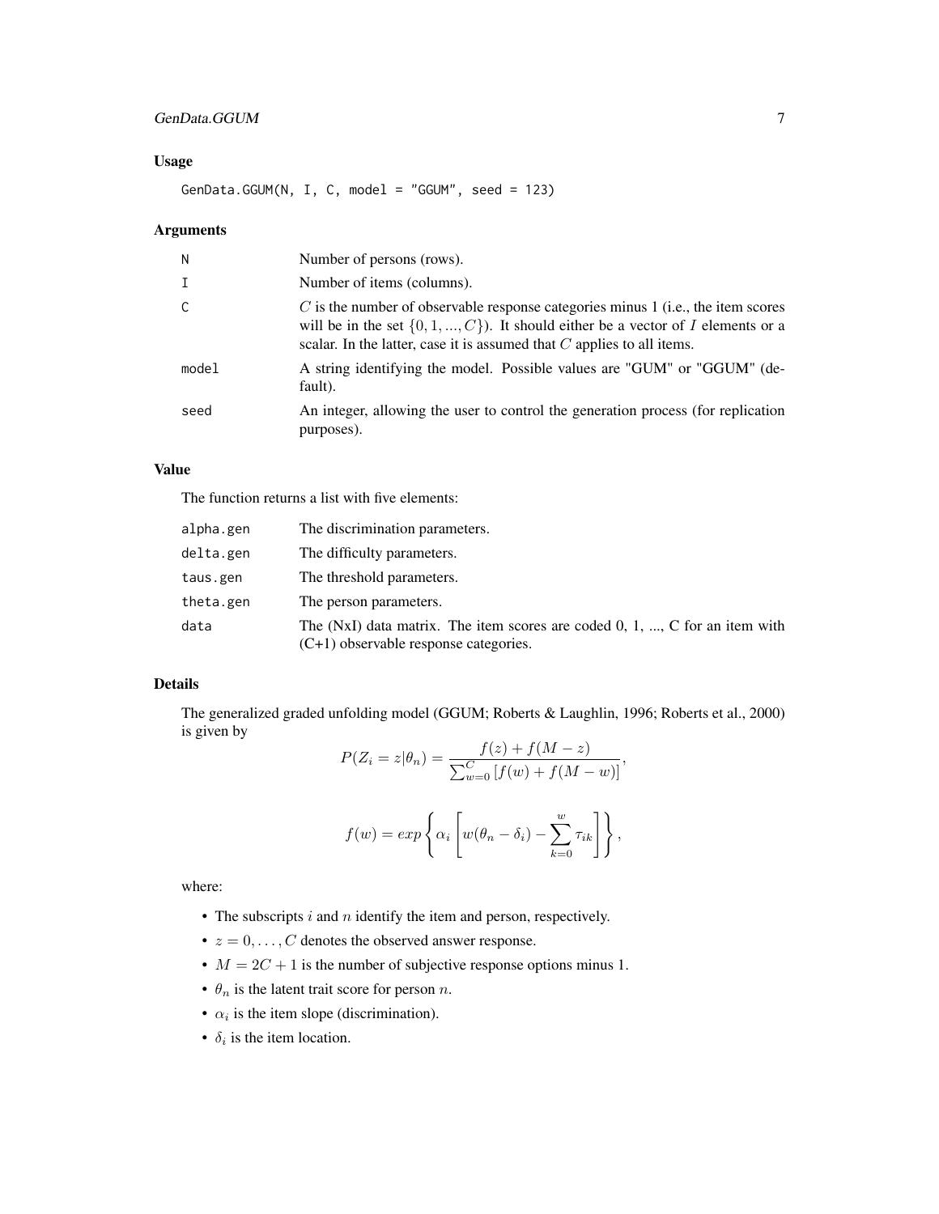## Usage

```
GenData.GGUM(N, I, C, model = "GGUM", seed = 123)
```

## Arguments

| | |
|---|---|
| N | Number of persons (rows). |
| I | Number of items (columns). |
| C | $C$ is the number of observable response categories minus 1 (i.e., the item scores will be in the set $\{0, 1, ..., C\}$). It should either be a vector of $I$ elements or a scalar. In the latter, case it is assumed that $C$ applies to all items. |
| model | A string identifying the model. Possible values are "GUM" or "GGUM" (default). |
| seed | An integer, allowing the user to control the generation process (for replication purposes). |

## Value

The function returns a list with five elements:

| | |
|---|---|
| alpha.gen | The discrimination parameters. |
| delta.gen | The difficulty parameters. |
| taus.gen | The threshold parameters. |
| theta.gen | The person parameters. |
| data | The (NxI) data matrix. The item scores are coded 0, 1, ..., C for an item with (C+1) observable response categories. |

## Details

The generalized graded unfolding model (GGUM; Roberts & Laughlin, 1996; Roberts et al., 2000) is given by

$$P(Z_i = z|\theta_n) = \frac{f(z) + f(M - z)}{\sum_{w=0}^{C} \left[ f(w) + f(M - w) \right]},$$

$$f(w) = exp\left\{ \alpha_i \left[ w(\theta_n - \delta_i) - \sum_{k=0}^{w} \tau_{ik} \right] \right\},$$

where:

- The subscripts $i$ and $n$ identify the item and person, respectively.
- $z = 0, \ldots, C$ denotes the observed answer response.
- $M = 2C + 1$ is the number of subjective response options minus 1.
- $\theta_n$ is the latent trait score for person $n$.
- $\alpha_i$ is the item slope (discrimination).
- $\delta_i$ is the item location.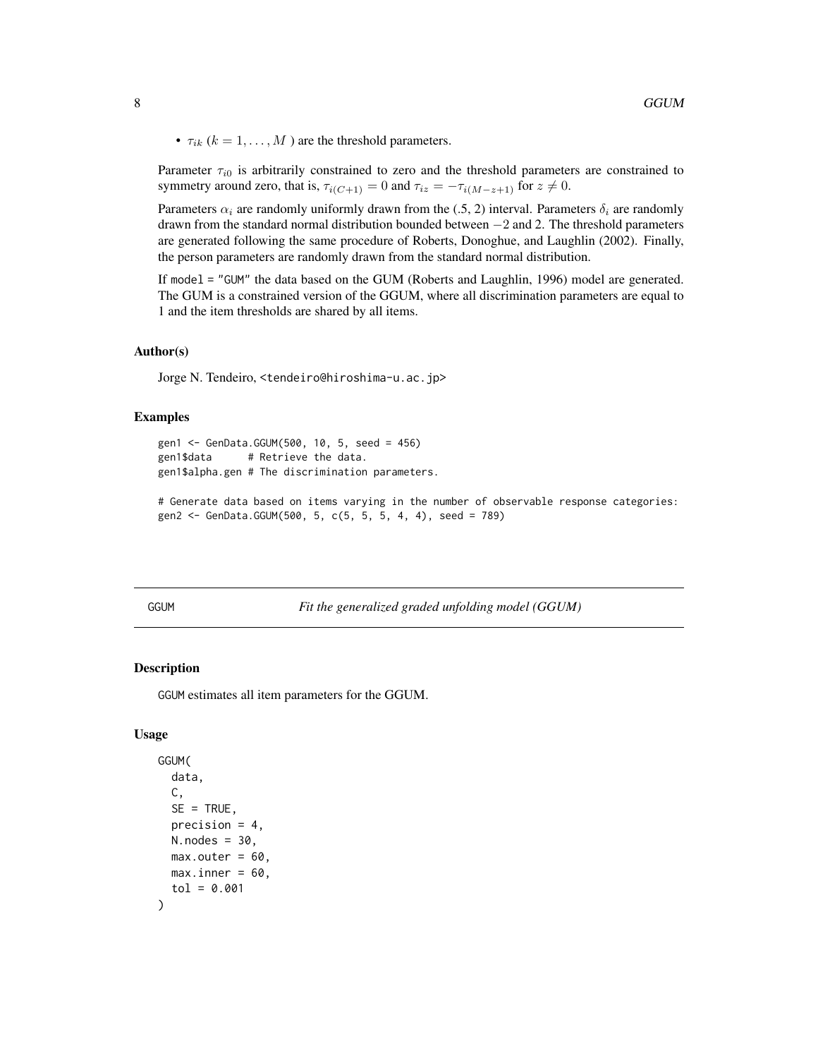- $\tau_{ik}$ ($k = 1, \ldots, M$ ) are the threshold parameters.

Parameter $\tau_{i0}$ is arbitrarily constrained to zero and the threshold parameters are constrained to symmetry around zero, that is, $\tau_{i(C+1)} = 0$ and $\tau_{iz} = -\tau_{i(M-z+1)}$ for $z \neq 0$.

Parameters $\alpha_i$ are randomly uniformly drawn from the (.5, 2) interval. Parameters $\delta_i$ are randomly drawn from the standard normal distribution bounded between $-2$ and 2. The threshold parameters are generated following the same procedure of Roberts, Donoghue, and Laughlin (2002). Finally, the person parameters are randomly drawn from the standard normal distribution.

If model = "GUM" the data based on the GUM (Roberts and Laughlin, 1996) model are generated. The GUM is a constrained version of the GGUM, where all discrimination parameters are equal to 1 and the item thresholds are shared by all items.

### Author(s)

Jorge N. Tendeiro, <tendeiro@hiroshima-u.ac.jp>

### Examples

```
gen1 <- GenData.GGUM(500, 10, 5, seed = 456)
gen1$data      # Retrieve the data.
gen1$alpha.gen # The discrimination parameters.

# Generate data based on items varying in the number of observable response categories:
gen2 <- GenData.GGUM(500, 5, c(5, 5, 5, 4, 4), seed = 789)
```

---

## GGUM — *Fit the generalized graded unfolding model (GGUM)*

### Description

GGUM estimates all item parameters for the GGUM.

### Usage

```
GGUM(
  data,
  C,
  SE = TRUE,
  precision = 4,
  N.nodes = 30,
  max.outer = 60,
  max.inner = 60,
  tol = 0.001
)
```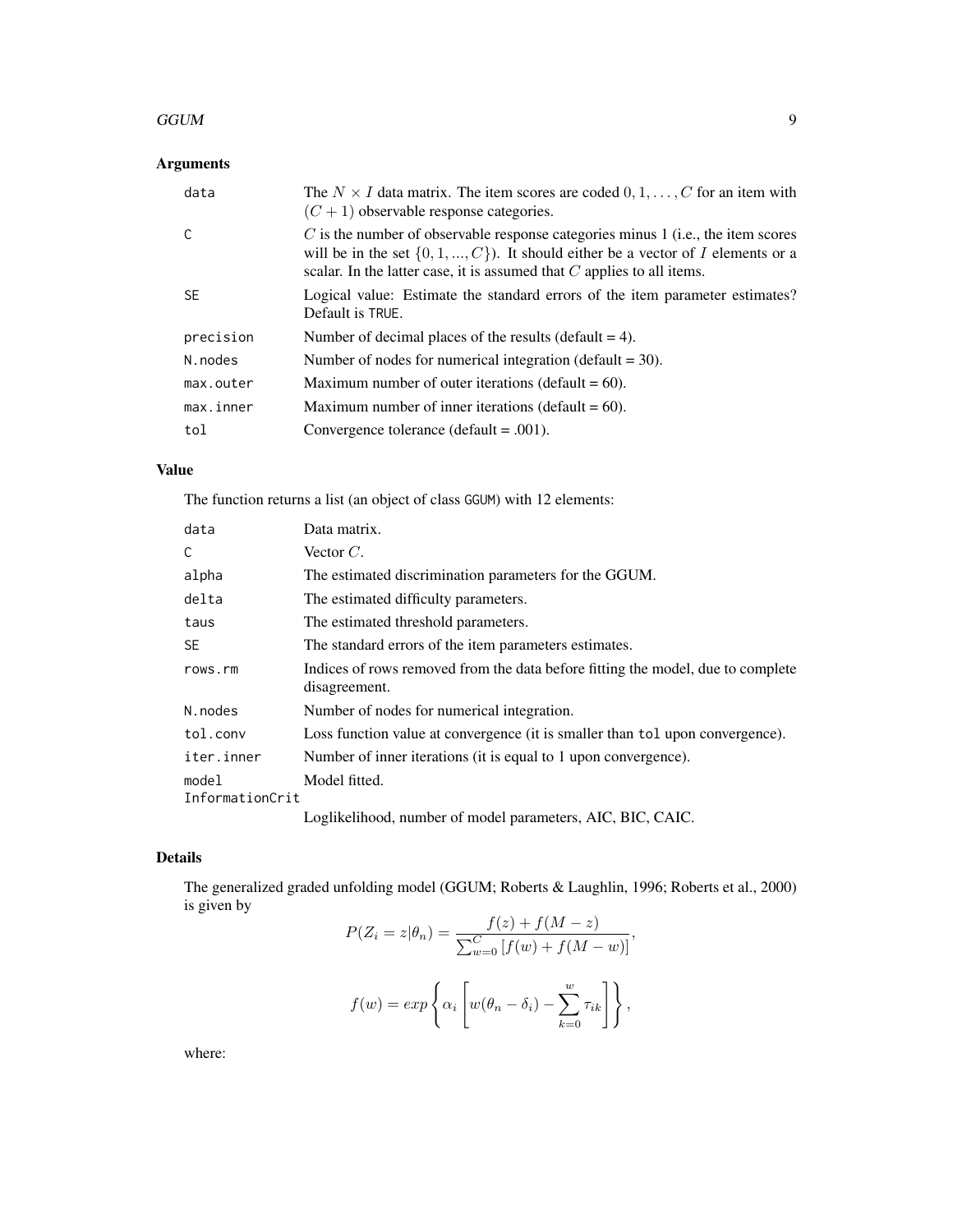## Arguments

| | |
|---|---|
| `data` | The $N \times I$ data matrix. The item scores are coded $0, 1, \ldots, C$ for an item with $(C+1)$ observable response categories. |
| `C` | $C$ is the number of observable response categories minus 1 (i.e., the item scores will be in the set $\{0, 1, ..., C\}$). It should either be a vector of $I$ elements or a scalar. In the latter case, it is assumed that $C$ applies to all items. |
| `SE` | Logical value: Estimate the standard errors of the item parameter estimates? Default is `TRUE`. |
| `precision` | Number of decimal places of the results (default = 4). |
| `N.nodes` | Number of nodes for numerical integration (default = 30). |
| `max.outer` | Maximum number of outer iterations (default = 60). |
| `max.inner` | Maximum number of inner iterations (default = 60). |
| `tol` | Convergence tolerance (default = .001). |

## Value

The function returns a list (an object of class `GGUM`) with 12 elements:

| | |
|---|---|
| `data` | Data matrix. |
| `C` | Vector $C$. |
| `alpha` | The estimated discrimination parameters for the GGUM. |
| `delta` | The estimated difficulty parameters. |
| `taus` | The estimated threshold parameters. |
| `SE` | The standard errors of the item parameters estimates. |
| `rows.rm` | Indices of rows removed from the data before fitting the model, due to complete disagreement. |
| `N.nodes` | Number of nodes for numerical integration. |
| `tol.conv` | Loss function value at convergence (it is smaller than `tol` upon convergence). |
| `iter.inner` | Number of inner iterations (it is equal to 1 upon convergence). |
| `model` | Model fitted. |
| `InformationCrit` | Loglikelihood, number of model parameters, AIC, BIC, CAIC. |

## Details

The generalized graded unfolding model (GGUM; Roberts & Laughlin, 1996; Roberts et al., 2000) is given by

$$P(Z_i = z|\theta_n) = \frac{f(z) + f(M - z)}{\sum_{w=0}^{C} [f(w) + f(M - w)]},$$

$$f(w) = exp\left\{\alpha_i \left[w(\theta_n - \delta_i) - \sum_{k=0}^{w} \tau_{ik}\right]\right\},$$

where: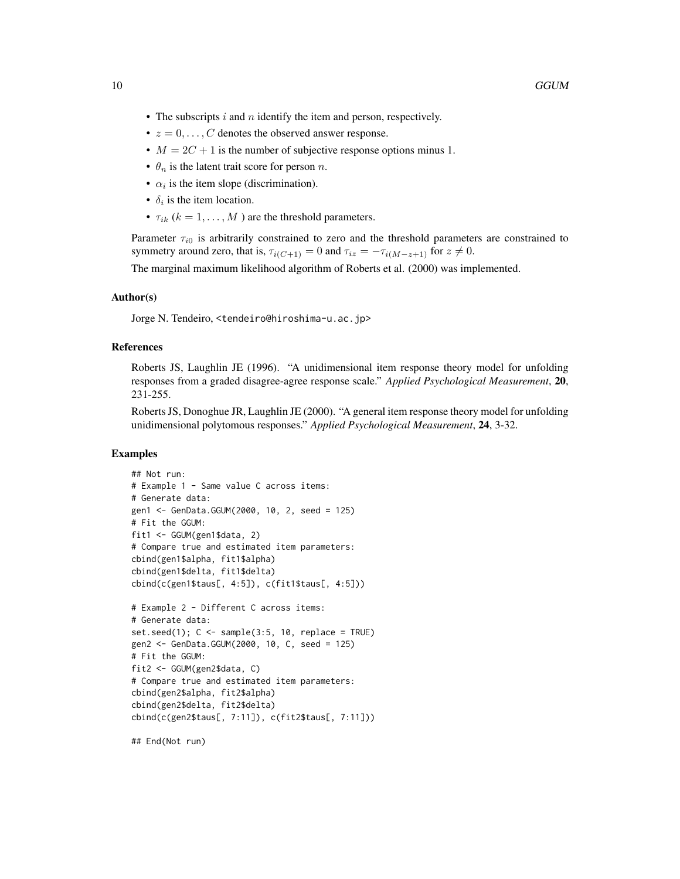- The subscripts $i$ and $n$ identify the item and person, respectively.
- $z = 0, \ldots, C$ denotes the observed answer response.
- $M = 2C + 1$ is the number of subjective response options minus 1.
- $\theta_n$ is the latent trait score for person $n$.
- $\alpha_i$ is the item slope (discrimination).
- $\delta_i$ is the item location.
- $\tau_{ik}$ ($k = 1, \ldots, M$ ) are the threshold parameters.

Parameter $\tau_{i0}$ is arbitrarily constrained to zero and the threshold parameters are constrained to symmetry around zero, that is, $\tau_{i(C+1)} = 0$ and $\tau_{iz} = -\tau_{i(M-z+1)}$ for $z \neq 0$.

The marginal maximum likelihood algorithm of Roberts et al. (2000) was implemented.

### Author(s)

Jorge N. Tendeiro, <tendeiro@hiroshima-u.ac.jp>

### References

Roberts JS, Laughlin JE (1996). "A unidimensional item response theory model for unfolding responses from a graded disagree-agree response scale." *Applied Psychological Measurement*, **20**, 231-255.

Roberts JS, Donoghue JR, Laughlin JE (2000). "A general item response theory model for unfolding unidimensional polytomous responses." *Applied Psychological Measurement*, **24**, 3-32.

### Examples

```
## Not run:
# Example 1 - Same value C across items:
# Generate data:
gen1 <- GenData.GGUM(2000, 10, 2, seed = 125)
# Fit the GGUM:
fit1 <- GGUM(gen1$data, 2)
# Compare true and estimated item parameters:
cbind(gen1$alpha, fit1$alpha)
cbind(gen1$delta, fit1$delta)
cbind(c(gen1$taus[, 4:5]), c(fit1$taus[, 4:5]))

# Example 2 - Different C across items:
# Generate data:
set.seed(1); C <- sample(3:5, 10, replace = TRUE)
gen2 <- GenData.GGUM(2000, 10, C, seed = 125)
# Fit the GGUM:
fit2 <- GGUM(gen2$data, C)
# Compare true and estimated item parameters:
cbind(gen2$alpha, fit2$alpha)
cbind(gen2$delta, fit2$delta)
cbind(c(gen2$taus[, 7:11]), c(fit2$taus[, 7:11]))

## End(Not run)
```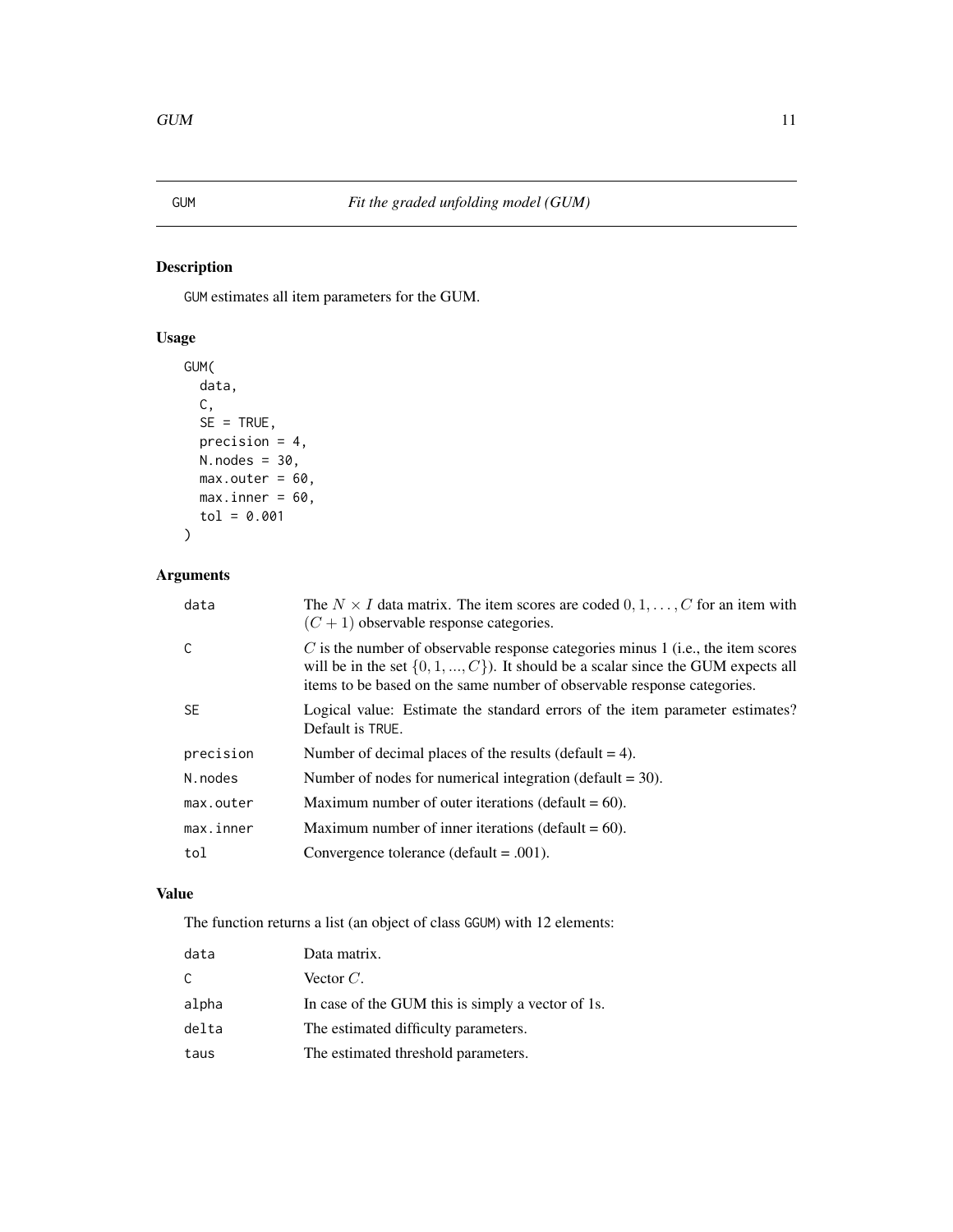# GUM — *Fit the graded unfolding model (GUM)*

## Description

GUM estimates all item parameters for the GUM.

## Usage

```
GUM(
  data,
  C,
  SE = TRUE,
  precision = 4,
  N.nodes = 30,
  max.outer = 60,
  max.inner = 60,
  tol = 0.001
)
```

## Arguments

| | |
|---|---|
| data | The $N \times I$ data matrix. The item scores are coded $0, 1, \ldots, C$ for an item with $(C + 1)$ observable response categories. |
| C | $C$ is the number of observable response categories minus 1 (i.e., the item scores will be in the set $\{0, 1, ..., C\}$). It should be a scalar since the GUM expects all items to be based on the same number of observable response categories. |
| SE | Logical value: Estimate the standard errors of the item parameter estimates? Default is TRUE. |
| precision | Number of decimal places of the results (default = 4). |
| N.nodes | Number of nodes for numerical integration (default = 30). |
| max.outer | Maximum number of outer iterations (default = 60). |
| max.inner | Maximum number of inner iterations (default = 60). |
| tol | Convergence tolerance (default = .001). |

## Value

The function returns a list (an object of class GGUM) with 12 elements:

| | |
|---|---|
| data | Data matrix. |
| C | Vector $C$. |
| alpha | In case of the GUM this is simply a vector of 1s. |
| delta | The estimated difficulty parameters. |
| taus | The estimated threshold parameters. |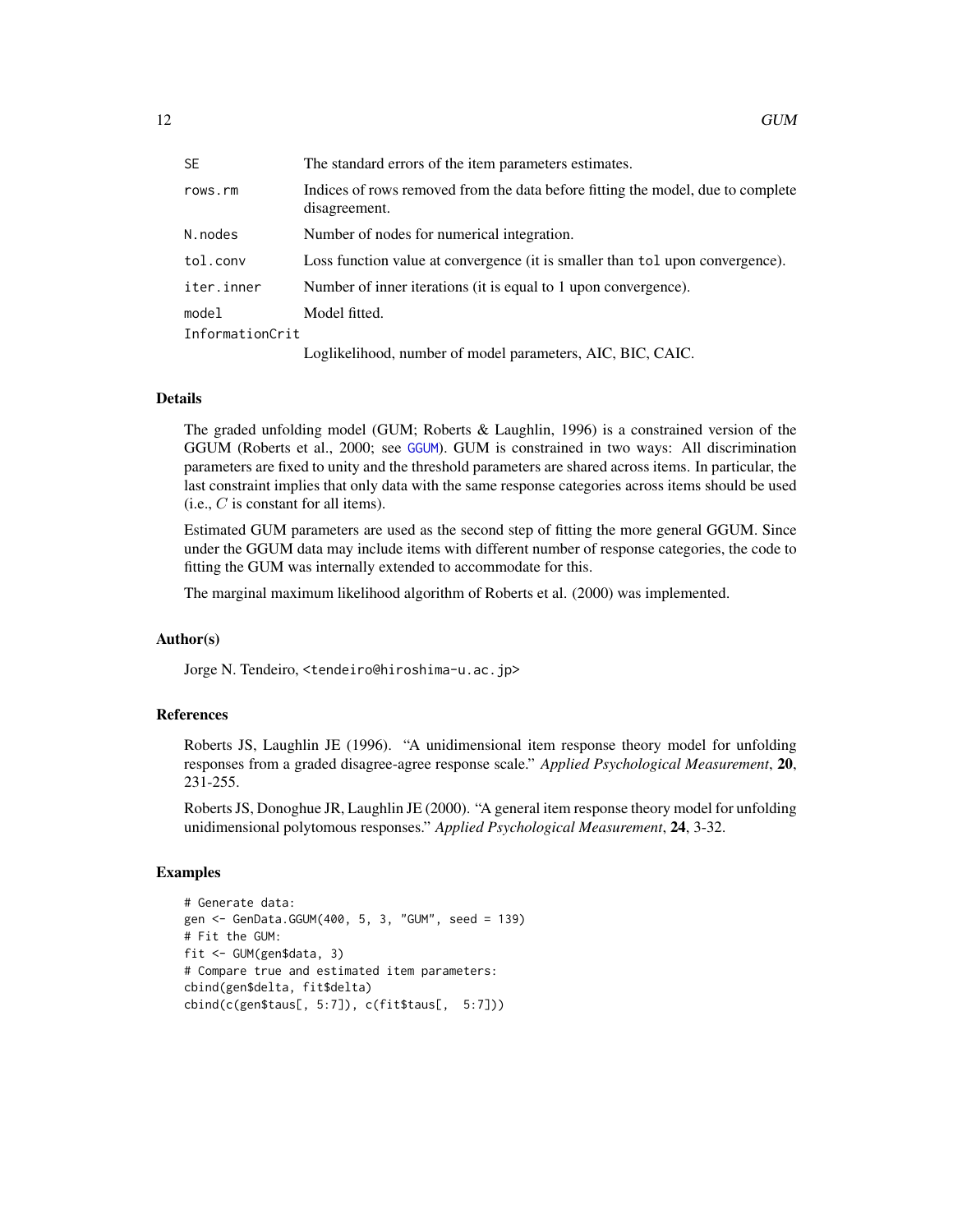| | |
|---|---|
| SE | The standard errors of the item parameters estimates. |
| rows.rm | Indices of rows removed from the data before fitting the model, due to complete disagreement. |
| N.nodes | Number of nodes for numerical integration. |
| tol.conv | Loss function value at convergence (it is smaller than tol upon convergence). |
| iter.inner | Number of inner iterations (it is equal to 1 upon convergence). |
| model | Model fitted. |
| InformationCrit | Loglikelihood, number of model parameters, AIC, BIC, CAIC. |

## Details

The graded unfolding model (GUM; Roberts & Laughlin, 1996) is a constrained version of the GGUM (Roberts et al., 2000; see GGUM). GUM is constrained in two ways: All discrimination parameters are fixed to unity and the threshold parameters are shared across items. In particular, the last constraint implies that only data with the same response categories across items should be used (i.e., $C$ is constant for all items).

Estimated GUM parameters are used as the second step of fitting the more general GGUM. Since under the GGUM data may include items with different number of response categories, the code to fitting the GUM was internally extended to accommodate for this.

The marginal maximum likelihood algorithm of Roberts et al. (2000) was implemented.

## Author(s)

Jorge N. Tendeiro, <tendeiro@hiroshima-u.ac.jp>

## References

Roberts JS, Laughlin JE (1996). "A unidimensional item response theory model for unfolding responses from a graded disagree-agree response scale." *Applied Psychological Measurement*, **20**, 231-255.

Roberts JS, Donoghue JR, Laughlin JE (2000). "A general item response theory model for unfolding unidimensional polytomous responses." *Applied Psychological Measurement*, **24**, 3-32.

## Examples

```
# Generate data:
gen <- GenData.GGUM(400, 5, 3, "GUM", seed = 139)
# Fit the GUM:
fit <- GUM(gen$data, 3)
# Compare true and estimated item parameters:
cbind(gen$delta, fit$delta)
cbind(c(gen$taus[, 5:7]), c(fit$taus[,  5:7]))
```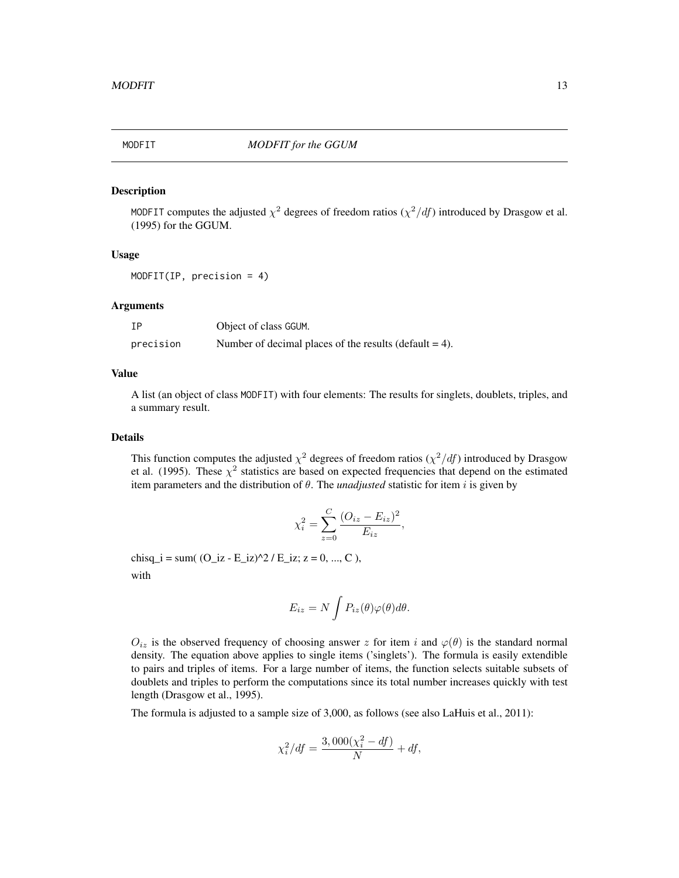MODFIT *MODFIT for the GGUM*

### Description

MODFIT computes the adjusted $\chi^2$ degrees of freedom ratios ($\chi^2/df$) introduced by Drasgow et al. (1995) for the GGUM.

### Usage

```
MODFIT(IP, precision = 4)
```

### Arguments

| | |
|---|---|
| IP | Object of class GGUM. |
| precision | Number of decimal places of the results (default = 4). |

### Value

A list (an object of class MODFIT) with four elements: The results for singlets, doublets, triples, and a summary result.

### Details

This function computes the adjusted $\chi^2$ degrees of freedom ratios ($\chi^2/df$) introduced by Drasgow et al. (1995). These $\chi^2$ statistics are based on expected frequencies that depend on the estimated item parameters and the distribution of $\theta$. The *unadjusted* statistic for item $i$ is given by

$$\chi_i^2 = \sum_{z=0}^{C} \frac{(O_{iz} - E_{iz})^2}{E_{iz}},$$

chisq_i = sum( (O_iz - E_iz)^2 / E_iz; z = 0, ..., C ),

with

$$E_{iz} = N \int P_{iz}(\theta)\varphi(\theta)d\theta.$$

$O_{iz}$ is the observed frequency of choosing answer $z$ for item $i$ and $\varphi(\theta)$ is the standard normal density. The equation above applies to single items ('singlets'). The formula is easily extendible to pairs and triples of items. For a large number of items, the function selects suitable subsets of doublets and triples to perform the computations since its total number increases quickly with test length (Drasgow et al., 1995).

The formula is adjusted to a sample size of 3,000, as follows (see also LaHuis et al., 2011):

$$\chi_i^2/df = \frac{3,000(\chi_i^2 - df)}{N} + df,$$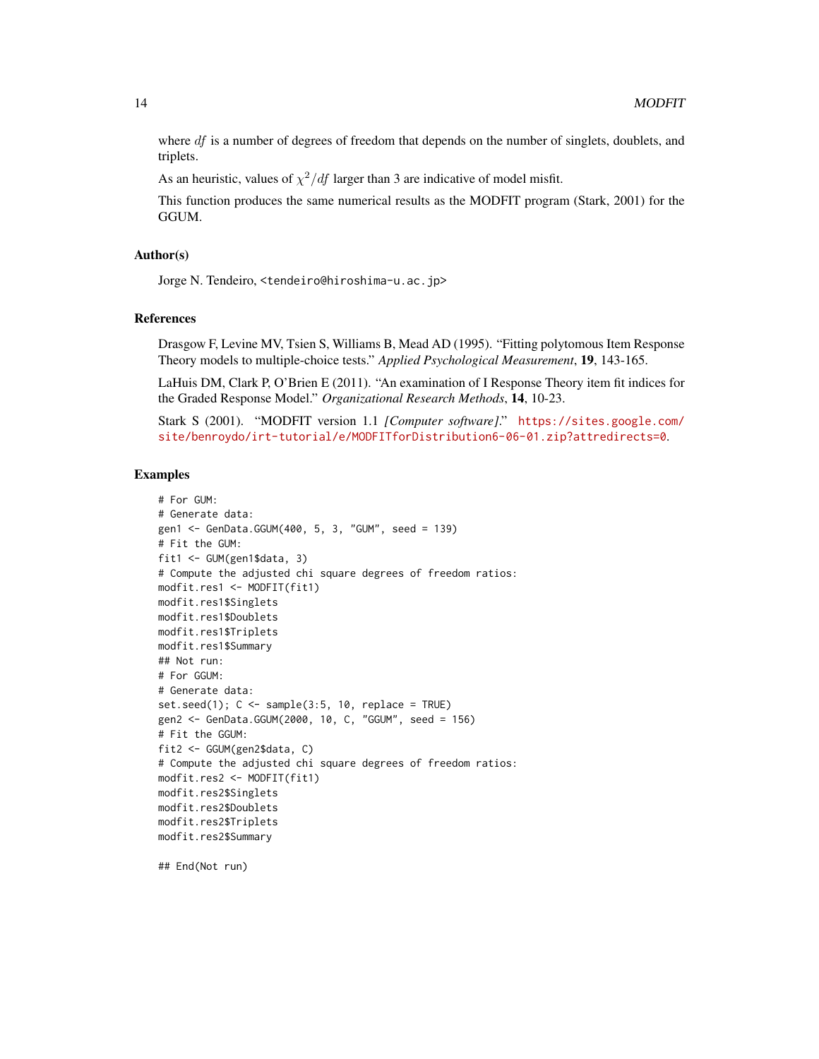where $df$ is a number of degrees of freedom that depends on the number of singlets, doublets, and triplets.

As an heuristic, values of $\chi^2/df$ larger than 3 are indicative of model misfit.

This function produces the same numerical results as the MODFIT program (Stark, 2001) for the GGUM.

### Author(s)

Jorge N. Tendeiro, <tendeiro@hiroshima-u.ac.jp>

### References

Drasgow F, Levine MV, Tsien S, Williams B, Mead AD (1995). "Fitting polytomous Item Response Theory models to multiple-choice tests." *Applied Psychological Measurement*, **19**, 143-165.

LaHuis DM, Clark P, O'Brien E (2011). "An examination of I Response Theory item fit indices for the Graded Response Model." *Organizational Research Methods*, **14**, 10-23.

Stark S (2001). "MODFIT version 1.1 *[Computer software]*." https://sites.google.com/site/benroydo/irt-tutorial/e/MODFITforDistribution6-06-01.zip?attredirects=0.

### Examples

```
# For GUM:
# Generate data:
gen1 <- GenData.GGUM(400, 5, 3, "GUM", seed = 139)
# Fit the GUM:
fit1 <- GUM(gen1$data, 3)
# Compute the adjusted chi square degrees of freedom ratios:
modfit.res1 <- MODFIT(fit1)
modfit.res1$Singlets
modfit.res1$Doublets
modfit.res1$Triplets
modfit.res1$Summary
## Not run:
# For GGUM:
# Generate data:
set.seed(1); C <- sample(3:5, 10, replace = TRUE)
gen2 <- GenData.GGUM(2000, 10, C, "GGUM", seed = 156)
# Fit the GGUM:
fit2 <- GGUM(gen2$data, C)
# Compute the adjusted chi square degrees of freedom ratios:
modfit.res2 <- MODFIT(fit1)
modfit.res2$Singlets
modfit.res2$Doublets
modfit.res2$Triplets
modfit.res2$Summary

## End(Not run)
```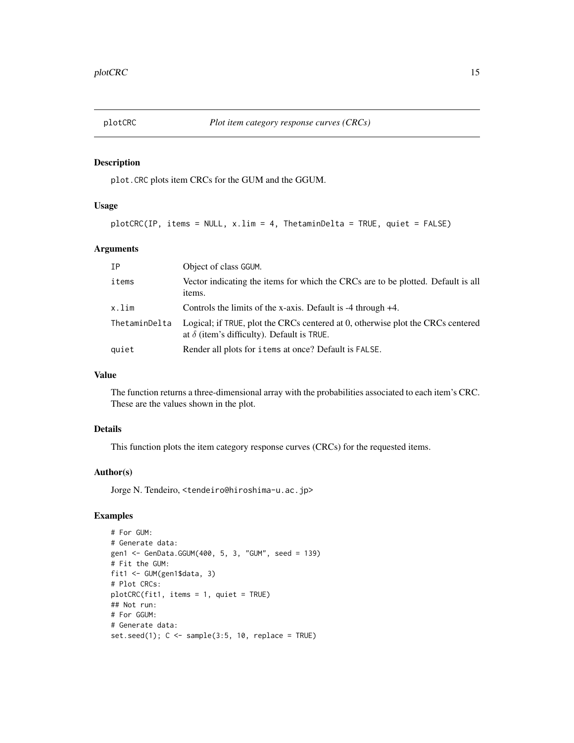# plotCRC — *Plot item category response curves (CRCs)*

## Description

plot.CRC plots item CRCs for the GUM and the GGUM.

## Usage

```
plotCRC(IP, items = NULL, x.lim = 4, ThetaminDelta = TRUE, quiet = FALSE)
```

## Arguments

| | |
|---|---|
| IP | Object of class GGUM. |
| items | Vector indicating the items for which the CRCs are to be plotted. Default is all items. |
| x.lim | Controls the limits of the x-axis. Default is -4 through +4. |
| ThetaminDelta | Logical; if TRUE, plot the CRCs centered at 0, otherwise plot the CRCs centered at $\delta$ (item's difficulty). Default is TRUE. |
| quiet | Render all plots for items at once? Default is FALSE. |

## Value

The function returns a three-dimensional array with the probabilities associated to each item's CRC. These are the values shown in the plot.

## Details

This function plots the item category response curves (CRCs) for the requested items.

## Author(s)

Jorge N. Tendeiro, <tendeiro@hiroshima-u.ac.jp>

## Examples

```
# For GUM:
# Generate data:
gen1 <- GenData.GGUM(400, 5, 3, "GUM", seed = 139)
# Fit the GUM:
fit1 <- GUM(gen1$data, 3)
# Plot CRCs:
plotCRC(fit1, items = 1, quiet = TRUE)
## Not run:
# For GGUM:
# Generate data:
set.seed(1); C <- sample(3:5, 10, replace = TRUE)
```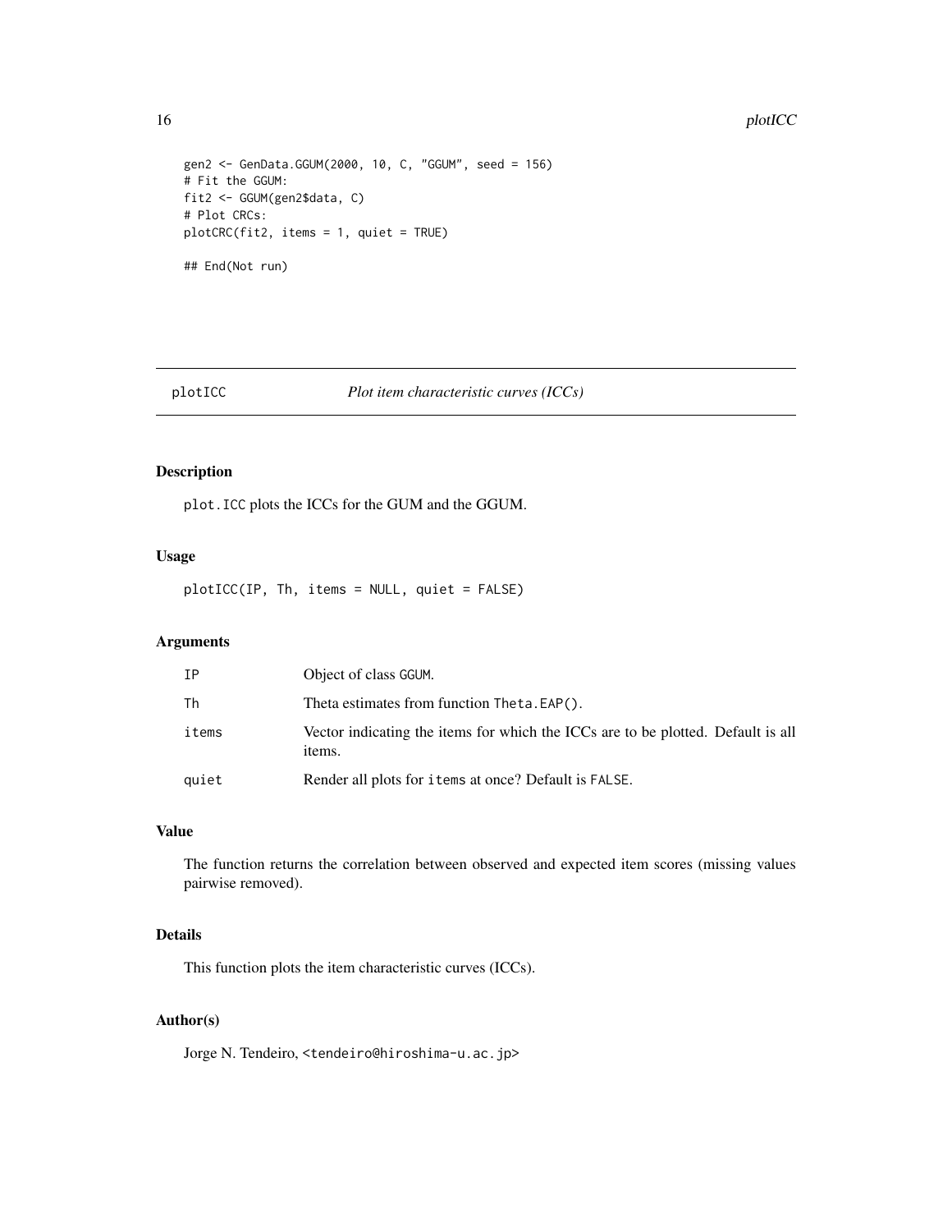```
gen2 <- GenData.GGUM(2000, 10, C, "GGUM", seed = 156)
# Fit the GGUM:
fit2 <- GGUM(gen2$data, C)
# Plot CRCs:
plotCRC(fit2, items = 1, quiet = TRUE)

## End(Not run)
```

## plotICC — *Plot item characteristic curves (ICCs)*

### Description

`plot.ICC` plots the ICCs for the GUM and the GGUM.

### Usage

```
plotICC(IP, Th, items = NULL, quiet = FALSE)
```

### Arguments

| | |
|---|---|
| `IP` | Object of class `GGUM`. |
| `Th` | Theta estimates from function `Theta.EAP()`. |
| `items` | Vector indicating the items for which the ICCs are to be plotted. Default is all items. |
| `quiet` | Render all plots for `items` at once? Default is `FALSE`. |

### Value

The function returns the correlation between observed and expected item scores (missing values pairwise removed).

### Details

This function plots the item characteristic curves (ICCs).

### Author(s)

Jorge N. Tendeiro, <tendeiro@hiroshima-u.ac.jp>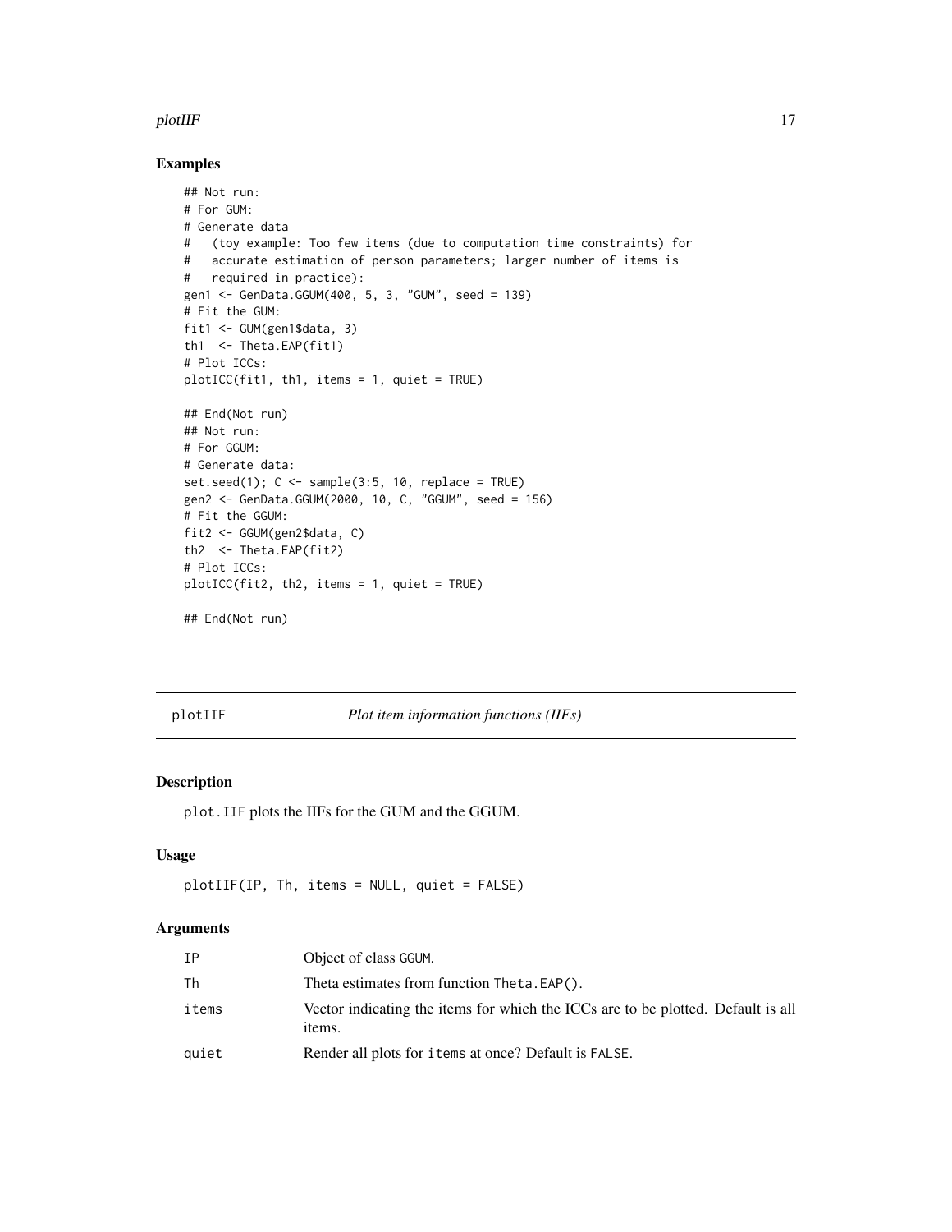## Examples

```
## Not run:
# For GUM:
# Generate data
#   (toy example: Too few items (due to computation time constraints) for
#   accurate estimation of person parameters; larger number of items is
#   required in practice):
gen1 <- GenData.GGUM(400, 5, 3, "GUM", seed = 139)
# Fit the GUM:
fit1 <- GUM(gen1$data, 3)
th1  <- Theta.EAP(fit1)
# Plot ICCs:
plotICC(fit1, th1, items = 1, quiet = TRUE)

## End(Not run)
## Not run:
# For GGUM:
# Generate data:
set.seed(1); C <- sample(3:5, 10, replace = TRUE)
gen2 <- GenData.GGUM(2000, 10, C, "GGUM", seed = 156)
# Fit the GGUM:
fit2 <- GGUM(gen2$data, C)
th2  <- Theta.EAP(fit2)
# Plot ICCs:
plotICC(fit2, th2, items = 1, quiet = TRUE)

## End(Not run)
```

# plotIIF — *Plot item information functions (IIFs)*

## Description

`plot.IIF` plots the IIFs for the GUM and the GGUM.

## Usage

```
plotIIF(IP, Th, items = NULL, quiet = FALSE)
```

## Arguments

| | |
|---|---|
| IP | Object of class GGUM. |
| Th | Theta estimates from function Theta.EAP(). |
| items | Vector indicating the items for which the ICCs are to be plotted. Default is all items. |
| quiet | Render all plots for items at once? Default is FALSE. |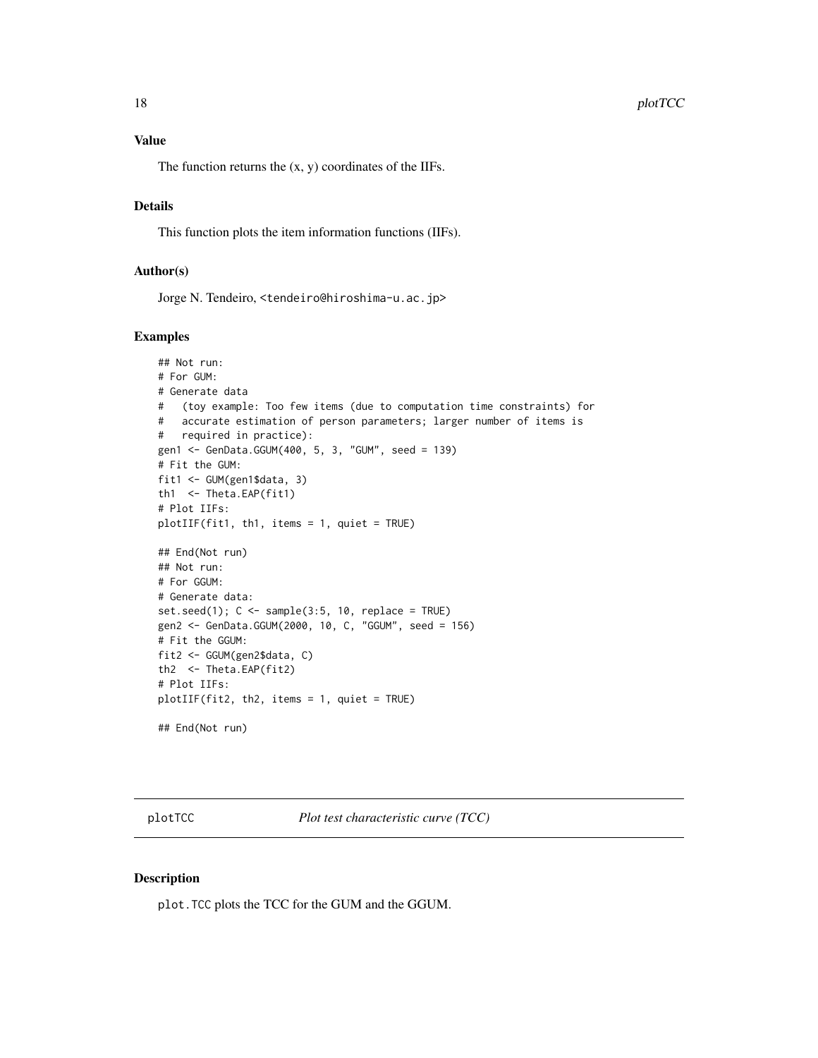### Value

The function returns the (x, y) coordinates of the IIFs.

### Details

This function plots the item information functions (IIFs).

### Author(s)

Jorge N. Tendeiro, <tendeiro@hiroshima-u.ac.jp>

### Examples

```
## Not run:
# For GUM:
# Generate data
#   (toy example: Too few items (due to computation time constraints) for
#   accurate estimation of person parameters; larger number of items is
#   required in practice):
gen1 <- GenData.GGUM(400, 5, 3, "GUM", seed = 139)
# Fit the GUM:
fit1 <- GUM(gen1$data, 3)
th1  <- Theta.EAP(fit1)
# Plot IIFs:
plotIIF(fit1, th1, items = 1, quiet = TRUE)

## End(Not run)
## Not run:
# For GGUM:
# Generate data:
set.seed(1); C <- sample(3:5, 10, replace = TRUE)
gen2 <- GenData.GGUM(2000, 10, C, "GGUM", seed = 156)
# Fit the GGUM:
fit2 <- GGUM(gen2$data, C)
th2  <- Theta.EAP(fit2)
# Plot IIFs:
plotIIF(fit2, th2, items = 1, quiet = TRUE)

## End(Not run)
```

---

## plotTCC *Plot test characteristic curve (TCC)*

### Description

plot.TCC plots the TCC for the GUM and the GGUM.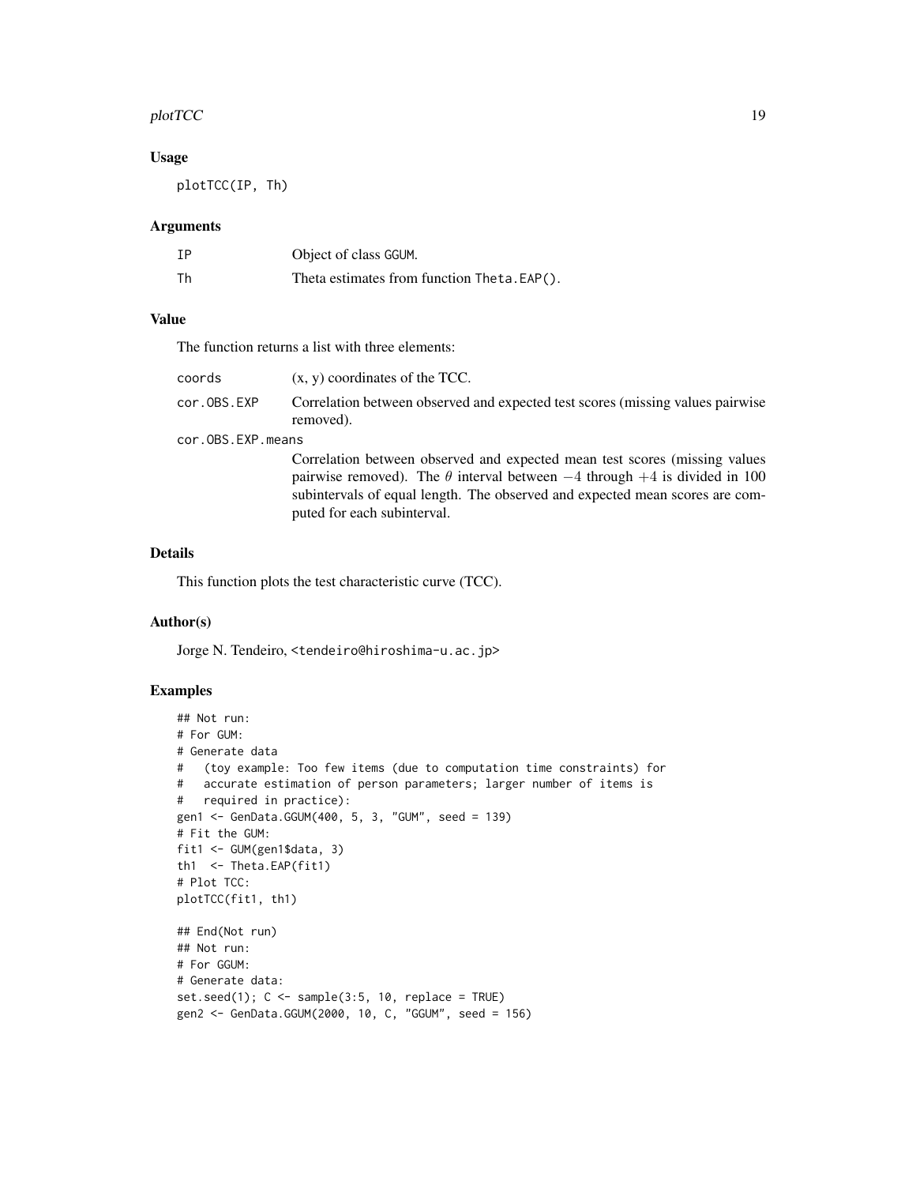### Usage

```
plotTCC(IP, Th)
```

### Arguments

| | |
|---|---|
| IP | Object of class GGUM. |
| Th | Theta estimates from function Theta.EAP(). |

### Value

The function returns a list with three elements:

| | |
|---|---|
| coords | (x, y) coordinates of the TCC. |
| cor.OBS.EXP | Correlation between observed and expected test scores (missing values pairwise removed). |
| cor.OBS.EXP.means | Correlation between observed and expected mean test scores (missing values pairwise removed). The $\theta$ interval between $-4$ through $+4$ is divided in 100 subintervals of equal length. The observed and expected mean scores are computed for each subinterval. |

### Details

This function plots the test characteristic curve (TCC).

### Author(s)

Jorge N. Tendeiro, <tendeiro@hiroshima-u.ac.jp>

### Examples

```
## Not run:
# For GUM:
# Generate data
#   (toy example: Too few items (due to computation time constraints) for
#   accurate estimation of person parameters; larger number of items is
#   required in practice):
gen1 <- GenData.GGUM(400, 5, 3, "GUM", seed = 139)
# Fit the GUM:
fit1 <- GUM(gen1$data, 3)
th1  <- Theta.EAP(fit1)
# Plot TCC:
plotTCC(fit1, th1)

## End(Not run)
## Not run:
# For GGUM:
# Generate data:
set.seed(1); C <- sample(3:5, 10, replace = TRUE)
gen2 <- GenData.GGUM(2000, 10, C, "GGUM", seed = 156)
```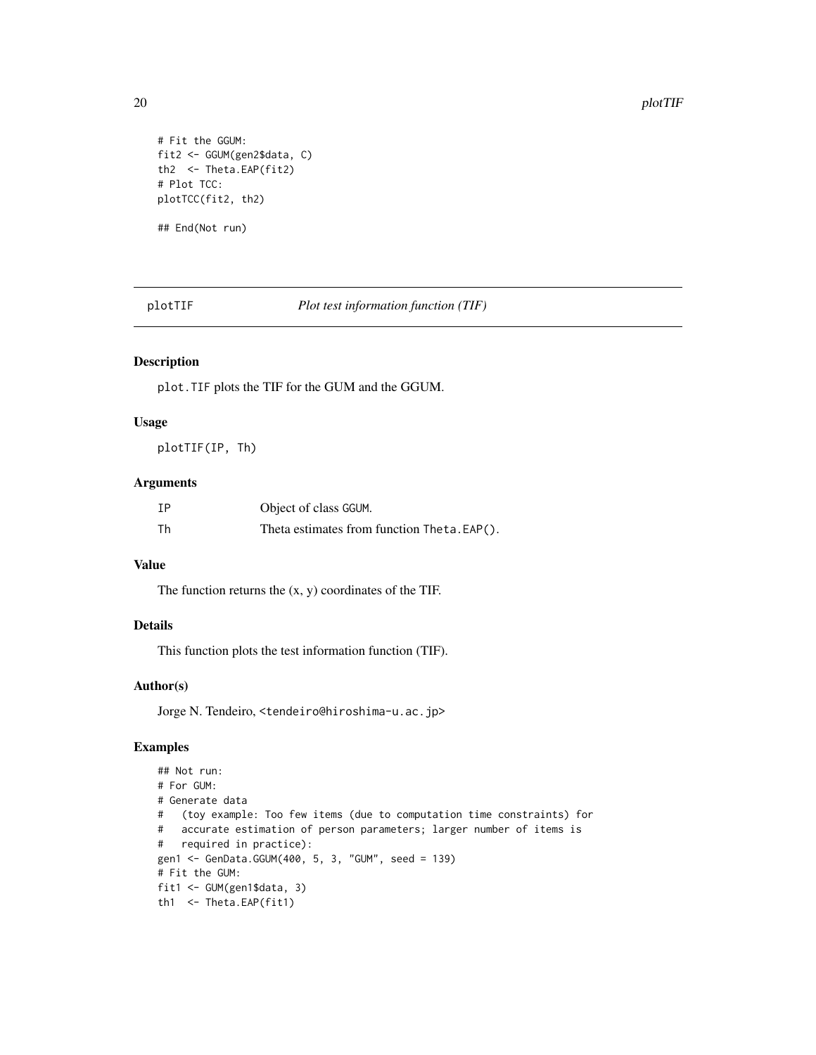```
# Fit the GGUM:
fit2 <- GGUM(gen2$data, C)
th2  <- Theta.EAP(fit2)
# Plot TCC:
plotTCC(fit2, th2)

## End(Not run)
```

## plotTIF — *Plot test information function (TIF)*

### Description

`plot.TIF` plots the TIF for the GUM and the GGUM.

### Usage

```
plotTIF(IP, Th)
```

### Arguments

| | |
|---|---|
| `IP` | Object of class `GGUM`. |
| `Th` | Theta estimates from function `Theta.EAP()`. |

### Value

The function returns the (x, y) coordinates of the TIF.

### Details

This function plots the test information function (TIF).

### Author(s)

Jorge N. Tendeiro, <tendeiro@hiroshima-u.ac.jp>

### Examples

```
## Not run:
# For GUM:
# Generate data
#   (toy example: Too few items (due to computation time constraints) for
#   accurate estimation of person parameters; larger number of items is
#   required in practice):
gen1 <- GenData.GGUM(400, 5, 3, "GUM", seed = 139)
# Fit the GUM:
fit1 <- GUM(gen1$data, 3)
th1  <- Theta.EAP(fit1)
```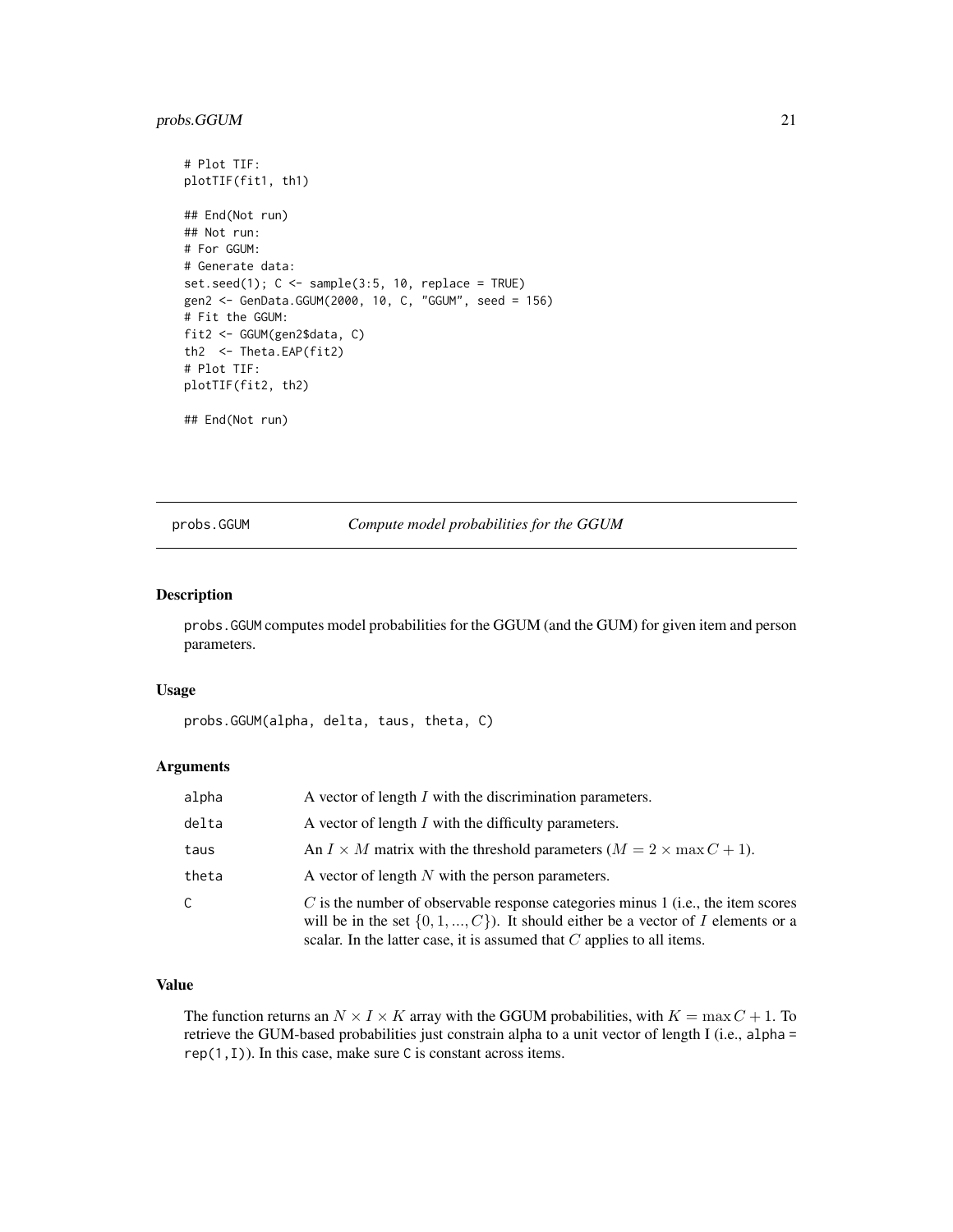```
# Plot TIF:
plotTIF(fit1, th1)

## End(Not run)
## Not run:
# For GGUM:
# Generate data:
set.seed(1); C <- sample(3:5, 10, replace = TRUE)
gen2 <- GenData.GGUM(2000, 10, C, "GGUM", seed = 156)
# Fit the GGUM:
fit2 <- GGUM(gen2$data, C)
th2  <- Theta.EAP(fit2)
# Plot TIF:
plotTIF(fit2, th2)

## End(Not run)
```

---

## probs.GGUM — *Compute model probabilities for the GGUM*

### Description

`probs.GGUM` computes model probabilities for the GGUM (and the GUM) for given item and person parameters.

### Usage

```
probs.GGUM(alpha, delta, taus, theta, C)
```

### Arguments

| | |
|---|---|
| `alpha` | A vector of length $I$ with the discrimination parameters. |
| `delta` | A vector of length $I$ with the difficulty parameters. |
| `taus` | An $I \times M$ matrix with the threshold parameters ($M = 2 \times \max C + 1$). |
| `theta` | A vector of length $N$ with the person parameters. |
| `C` | $C$ is the number of observable response categories minus 1 (i.e., the item scores will be in the set $\{0, 1, ..., C\}$). It should either be a vector of $I$ elements or a scalar. In the latter case, it is assumed that $C$ applies to all items. |

### Value

The function returns an $N \times I \times K$ array with the GGUM probabilities, with $K = \max C + 1$. To retrieve the GUM-based probabilities just constrain alpha to a unit vector of length I (i.e., `alpha = rep(1,I)`). In this case, make sure `C` is constant across items.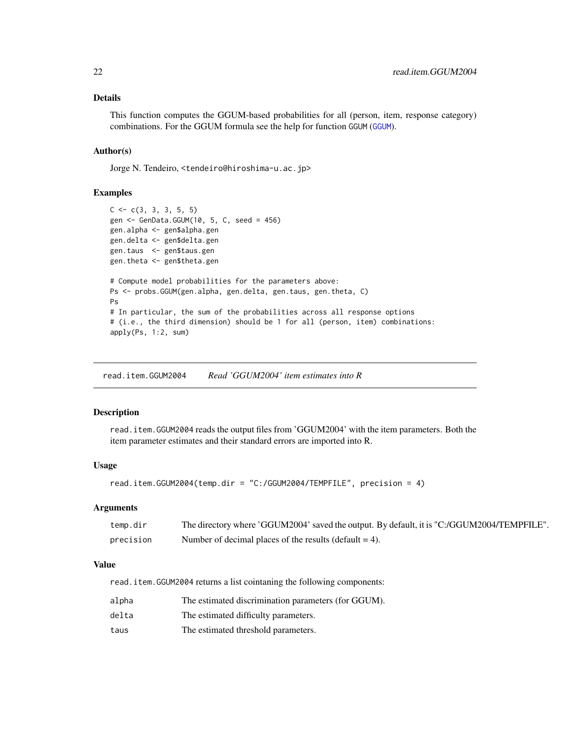### Details

This function computes the GGUM-based probabilities for all (person, item, response category) combinations. For the GGUM formula see the help for function GGUM (GGUM).

### Author(s)

Jorge N. Tendeiro, <tendeiro@hiroshima-u.ac.jp>

### Examples

```
C <- c(3, 3, 3, 5, 5)
gen <- GenData.GGUM(10, 5, C, seed = 456)
gen.alpha <- gen$alpha.gen
gen.delta <- gen$delta.gen
gen.taus  <- gen$taus.gen
gen.theta <- gen$theta.gen

# Compute model probabilities for the parameters above:
Ps <- probs.GGUM(gen.alpha, gen.delta, gen.taus, gen.theta, C)
Ps
# In particular, the sum of the probabilities across all response options
# (i.e., the third dimension) should be 1 for all (person, item) combinations:
apply(Ps, 1:2, sum)
```

---

## read.item.GGUM2004 *Read 'GGUM2004' item estimates into R*

### Description

read.item.GGUM2004 reads the output files from 'GGUM2004' with the item parameters. Both the item parameter estimates and their standard errors are imported into R.

### Usage

```
read.item.GGUM2004(temp.dir = "C:/GGUM2004/TEMPFILE", precision = 4)
```

### Arguments

| | |
|---|---|
| temp.dir | The directory where 'GGUM2004' saved the output. By default, it is "C:/GGUM2004/TEMPFILE". |
| precision | Number of decimal places of the results (default = 4). |

### Value

read.item.GGUM2004 returns a list cointaning the following components:

| | |
|---|---|
| alpha | The estimated discrimination parameters (for GGUM). |
| delta | The estimated difficulty parameters. |
| taus | The estimated threshold parameters. |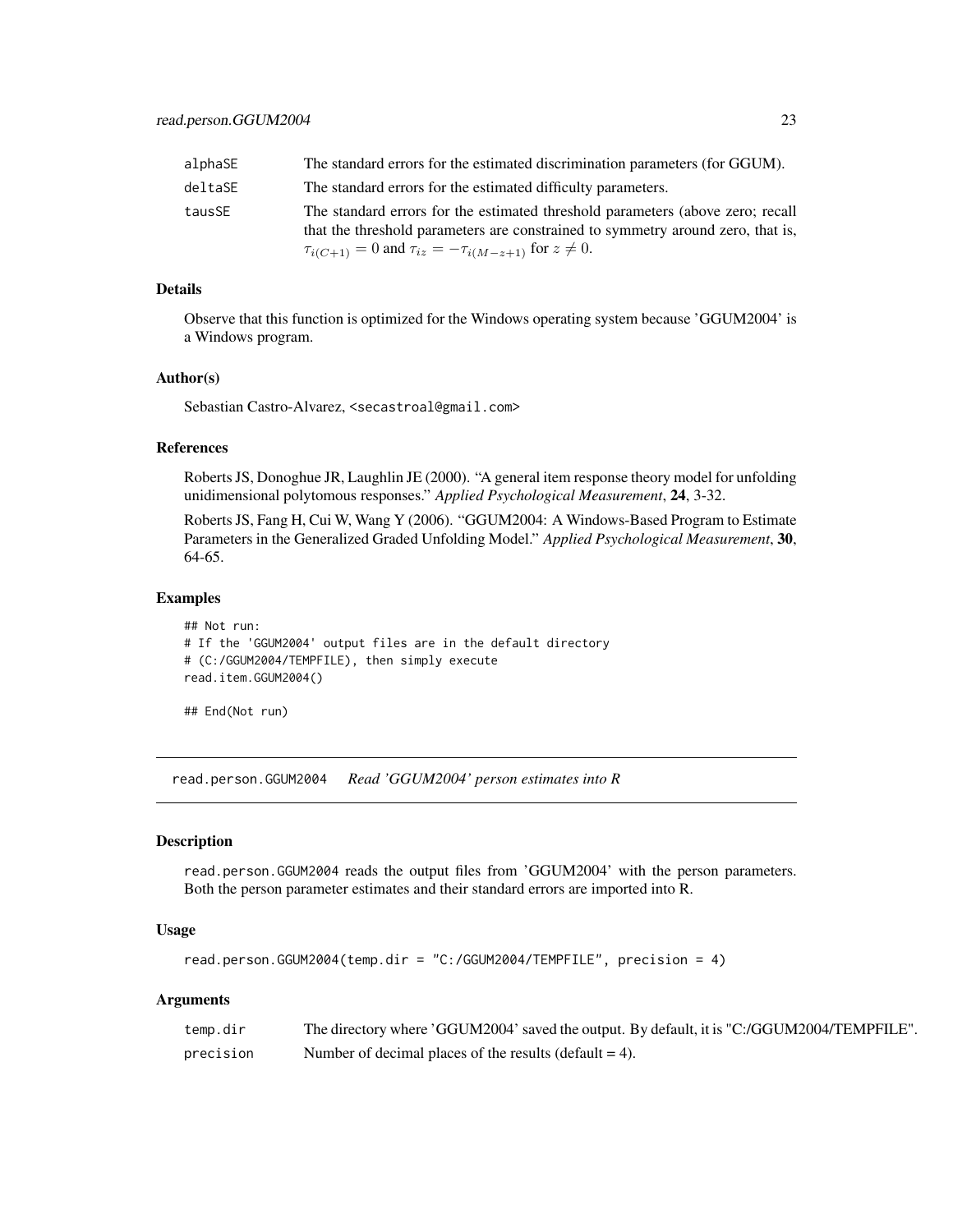| | |
|---|---|
| alphaSE | The standard errors for the estimated discrimination parameters (for GGUM). |
| deltaSE | The standard errors for the estimated difficulty parameters. |
| tausSE | The standard errors for the estimated threshold parameters (above zero; recall that the threshold parameters are constrained to symmetry around zero, that is, $\tau_{i(C+1)} = 0$ and $\tau_{iz} = -\tau_{i(M-z+1)}$ for $z \neq 0$. |

### Details

Observe that this function is optimized for the Windows operating system because 'GGUM2004' is a Windows program.

### Author(s)

Sebastian Castro-Alvarez, <secastroal@gmail.com>

### References

Roberts JS, Donoghue JR, Laughlin JE (2000). "A general item response theory model for unfolding unidimensional polytomous responses." *Applied Psychological Measurement*, **24**, 3-32.

Roberts JS, Fang H, Cui W, Wang Y (2006). "GGUM2004: A Windows-Based Program to Estimate Parameters in the Generalized Graded Unfolding Model." *Applied Psychological Measurement*, **30**, 64-65.

### Examples

```
## Not run:
# If the 'GGUM2004' output files are in the default directory
# (C:/GGUM2004/TEMPFILE), then simply execute
read.item.GGUM2004()

## End(Not run)
```

---

## read.person.GGUM2004 *Read 'GGUM2004' person estimates into R*

### Description

read.person.GGUM2004 reads the output files from 'GGUM2004' with the person parameters. Both the person parameter estimates and their standard errors are imported into R.

### Usage

```
read.person.GGUM2004(temp.dir = "C:/GGUM2004/TEMPFILE", precision = 4)
```

### Arguments

| | |
|---|---|
| temp.dir | The directory where 'GGUM2004' saved the output. By default, it is "C:/GGUM2004/TEMPFILE". |
| precision | Number of decimal places of the results (default = 4). |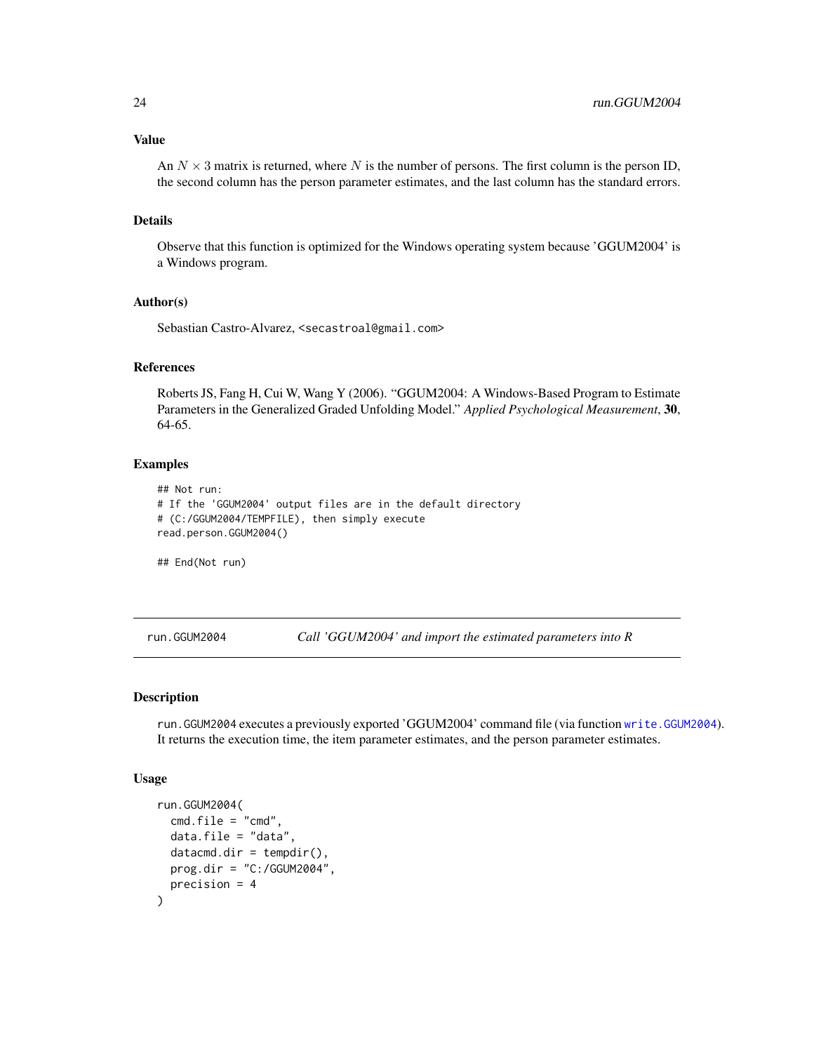### Value

An $N \times 3$ matrix is returned, where $N$ is the number of persons. The first column is the person ID, the second column has the person parameter estimates, and the last column has the standard errors.

### Details

Observe that this function is optimized for the Windows operating system because 'GGUM2004' is a Windows program.

### Author(s)

Sebastian Castro-Alvarez, <secastroal@gmail.com>

### References

Roberts JS, Fang H, Cui W, Wang Y (2006). "GGUM2004: A Windows-Based Program to Estimate Parameters in the Generalized Graded Unfolding Model." *Applied Psychological Measurement*, **30**, 64-65.

### Examples

```
## Not run:
# If the 'GGUM2004' output files are in the default directory
# (C:/GGUM2004/TEMPFILE), then simply execute
read.person.GGUM2004()

## End(Not run)
```

---

## run.GGUM2004 — *Call 'GGUM2004' and import the estimated parameters into R*

### Description

run.GGUM2004 executes a previously exported 'GGUM2004' command file (via function write.GGUM2004). It returns the execution time, the item parameter estimates, and the person parameter estimates.

### Usage

```
run.GGUM2004(
  cmd.file = "cmd",
  data.file = "data",
  datacmd.dir = tempdir(),
  prog.dir = "C:/GGUM2004",
  precision = 4
)
```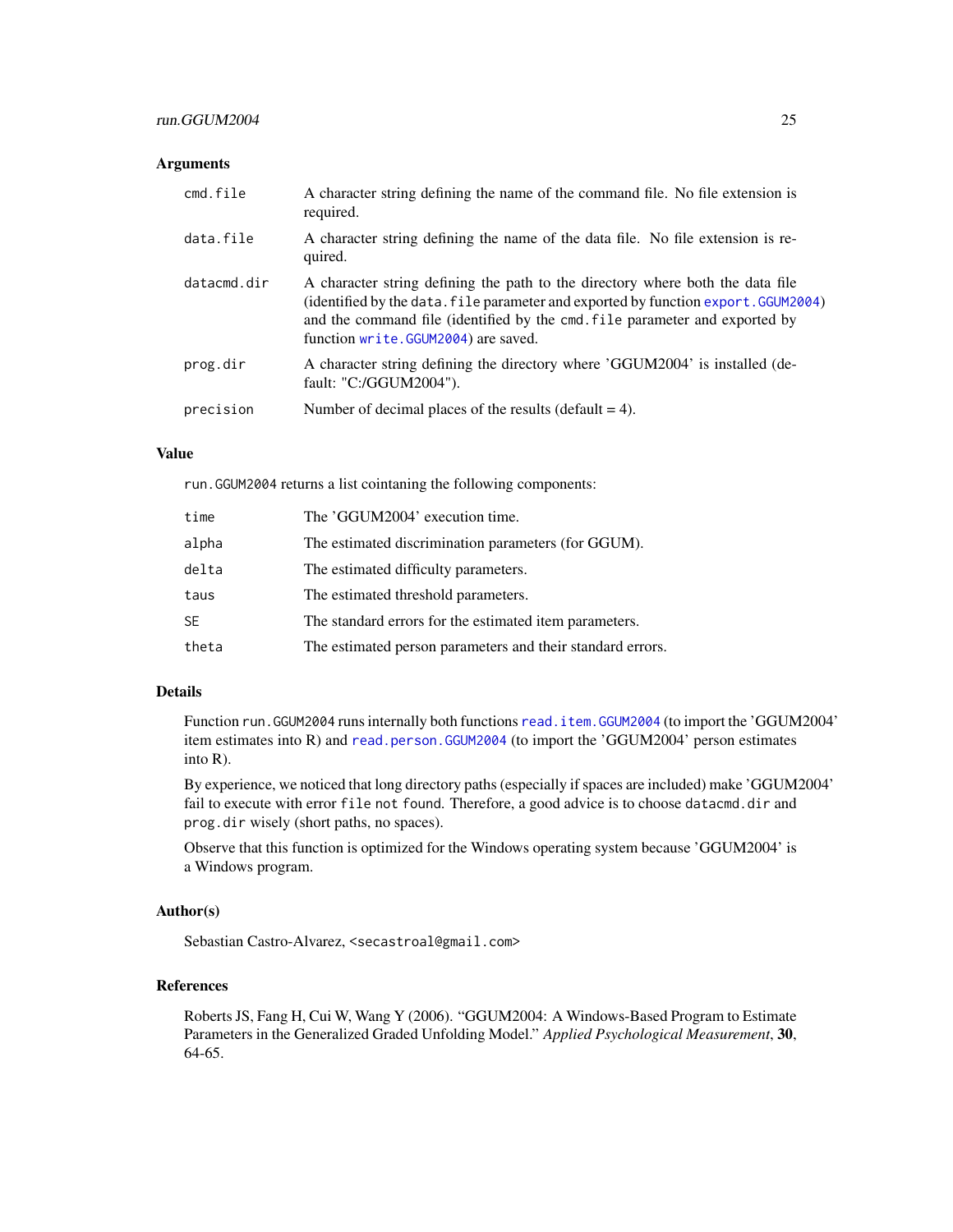### Arguments

| | |
|---|---|
| `cmd.file` | A character string defining the name of the command file. No file extension is required. |
| `data.file` | A character string defining the name of the data file. No file extension is required. |
| `datacmd.dir` | A character string defining the path to the directory where both the data file (identified by the `data.file` parameter and exported by function `export.GGUM2004`) and the command file (identified by the `cmd.file` parameter and exported by function `write.GGUM2004`) are saved. |
| `prog.dir` | A character string defining the directory where 'GGUM2004' is installed (default: "C:/GGUM2004"). |
| `precision` | Number of decimal places of the results (default = 4). |

### Value

`run.GGUM2004` returns a list cointaning the following components:

| | |
|---|---|
| `time` | The 'GGUM2004' execution time. |
| `alpha` | The estimated discrimination parameters (for GGUM). |
| `delta` | The estimated difficulty parameters. |
| `taus` | The estimated threshold parameters. |
| `SE` | The standard errors for the estimated item parameters. |
| `theta` | The estimated person parameters and their standard errors. |

### Details

Function `run.GGUM2004` runs internally both functions `read.item.GGUM2004` (to import the 'GGUM2004' item estimates into R) and `read.person.GGUM2004` (to import the 'GGUM2004' person estimates into R).

By experience, we noticed that long directory paths (especially if spaces are included) make 'GGUM2004' fail to execute with error `file not found`. Therefore, a good advice is to choose `datacmd.dir` and `prog.dir` wisely (short paths, no spaces).

Observe that this function is optimized for the Windows operating system because 'GGUM2004' is a Windows program.

### Author(s)

Sebastian Castro-Alvarez, <secastroal@gmail.com>

### References

Roberts JS, Fang H, Cui W, Wang Y (2006). "GGUM2004: A Windows-Based Program to Estimate Parameters in the Generalized Graded Unfolding Model." *Applied Psychological Measurement*, **30**, 64-65.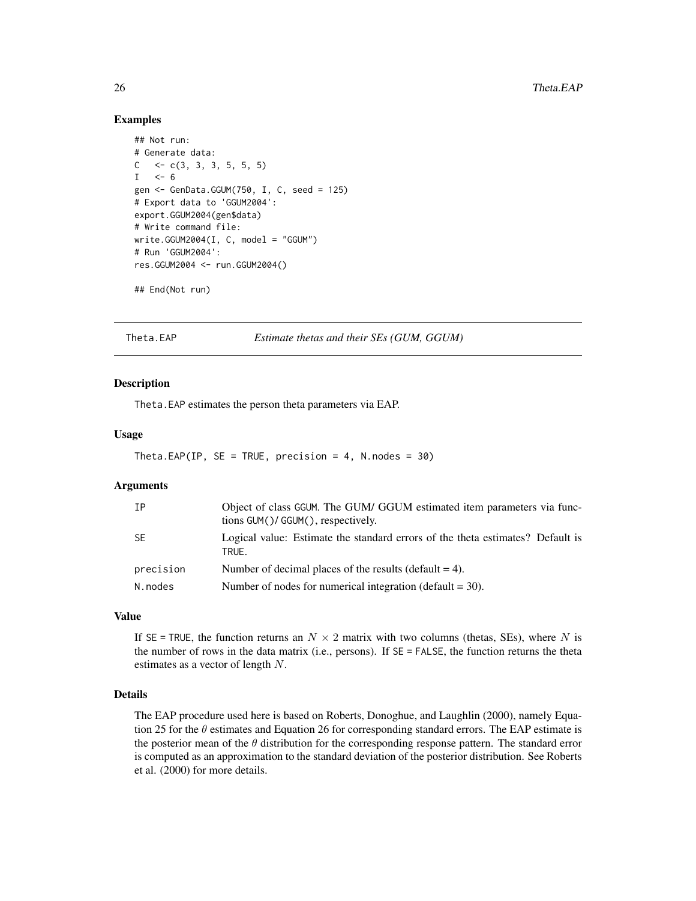## Examples

```
## Not run:
# Generate data:
C   <- c(3, 3, 3, 5, 5, 5)
I   <- 6
gen <- GenData.GGUM(750, I, C, seed = 125)
# Export data to 'GGUM2004':
export.GGUM2004(gen$data)
# Write command file:
write.GGUM2004(I, C, model = "GGUM")
# Run 'GGUM2004':
res.GGUM2004 <- run.GGUM2004()

## End(Not run)
```

---

Theta.EAP    *Estimate thetas and their SEs (GUM, GGUM)*

---

## Description

Theta.EAP estimates the person theta parameters via EAP.

## Usage

```
Theta.EAP(IP, SE = TRUE, precision = 4, N.nodes = 30)
```

## Arguments

| | |
|---|---|
| IP | Object of class GGUM. The GUM/ GGUM estimated item parameters via functions GUM()/ GGUM(), respectively. |
| SE | Logical value: Estimate the standard errors of the theta estimates? Default is TRUE. |
| precision | Number of decimal places of the results (default = 4). |
| N.nodes | Number of nodes for numerical integration (default = 30). |

## Value

If SE = TRUE, the function returns an $N \times 2$ matrix with two columns (thetas, SEs), where $N$ is the number of rows in the data matrix (i.e., persons). If SE = FALSE, the function returns the theta estimates as a vector of length $N$.

## Details

The EAP procedure used here is based on Roberts, Donoghue, and Laughlin (2000), namely Equation 25 for the $\theta$ estimates and Equation 26 for corresponding standard errors. The EAP estimate is the posterior mean of the $\theta$ distribution for the corresponding response pattern. The standard error is computed as an approximation to the standard deviation of the posterior distribution. See Roberts et al. (2000) for more details.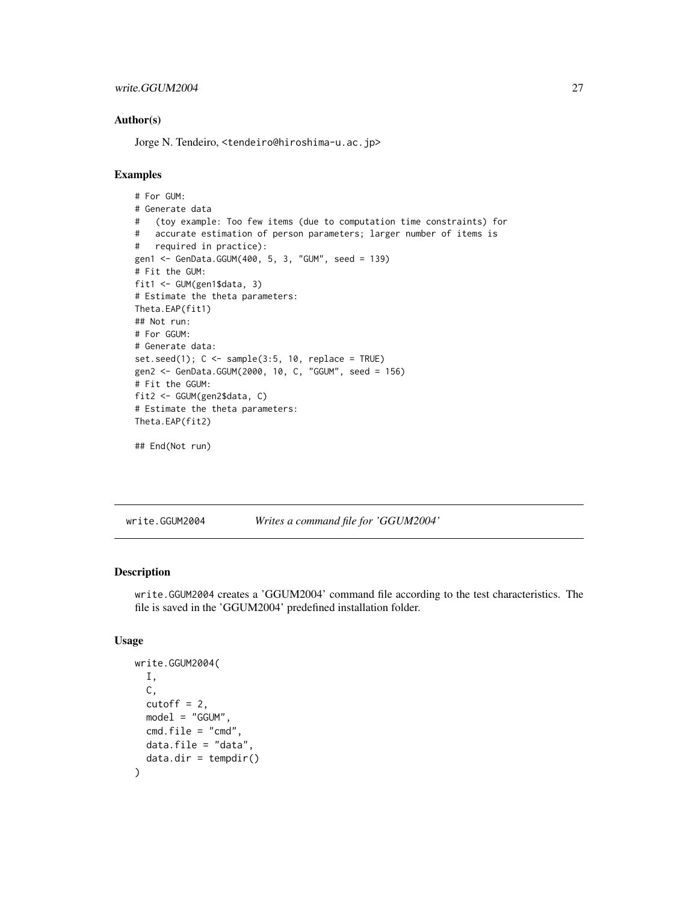### Author(s)

Jorge N. Tendeiro, <tendeiro@hiroshima-u.ac.jp>

### Examples

```
# For GUM:
# Generate data
#   (toy example: Too few items (due to computation time constraints) for
#   accurate estimation of person parameters; larger number of items is
#   required in practice):
gen1 <- GenData.GGUM(400, 5, 3, "GUM", seed = 139)
# Fit the GUM:
fit1 <- GUM(gen1$data, 3)
# Estimate the theta parameters:
Theta.EAP(fit1)
## Not run:
# For GGUM:
# Generate data:
set.seed(1); C <- sample(3:5, 10, replace = TRUE)
gen2 <- GenData.GGUM(2000, 10, C, "GGUM", seed = 156)
# Fit the GGUM:
fit2 <- GGUM(gen2$data, C)
# Estimate the theta parameters:
Theta.EAP(fit2)

## End(Not run)
```

---

## write.GGUM2004 *Writes a command file for 'GGUM2004'*

### Description

write.GGUM2004 creates a 'GGUM2004' command file according to the test characteristics. The file is saved in the 'GGUM2004' predefined installation folder.

### Usage

```
write.GGUM2004(
  I,
  C,
  cutoff = 2,
  model = "GGUM",
  cmd.file = "cmd",
  data.file = "data",
  data.dir = tempdir()
)
```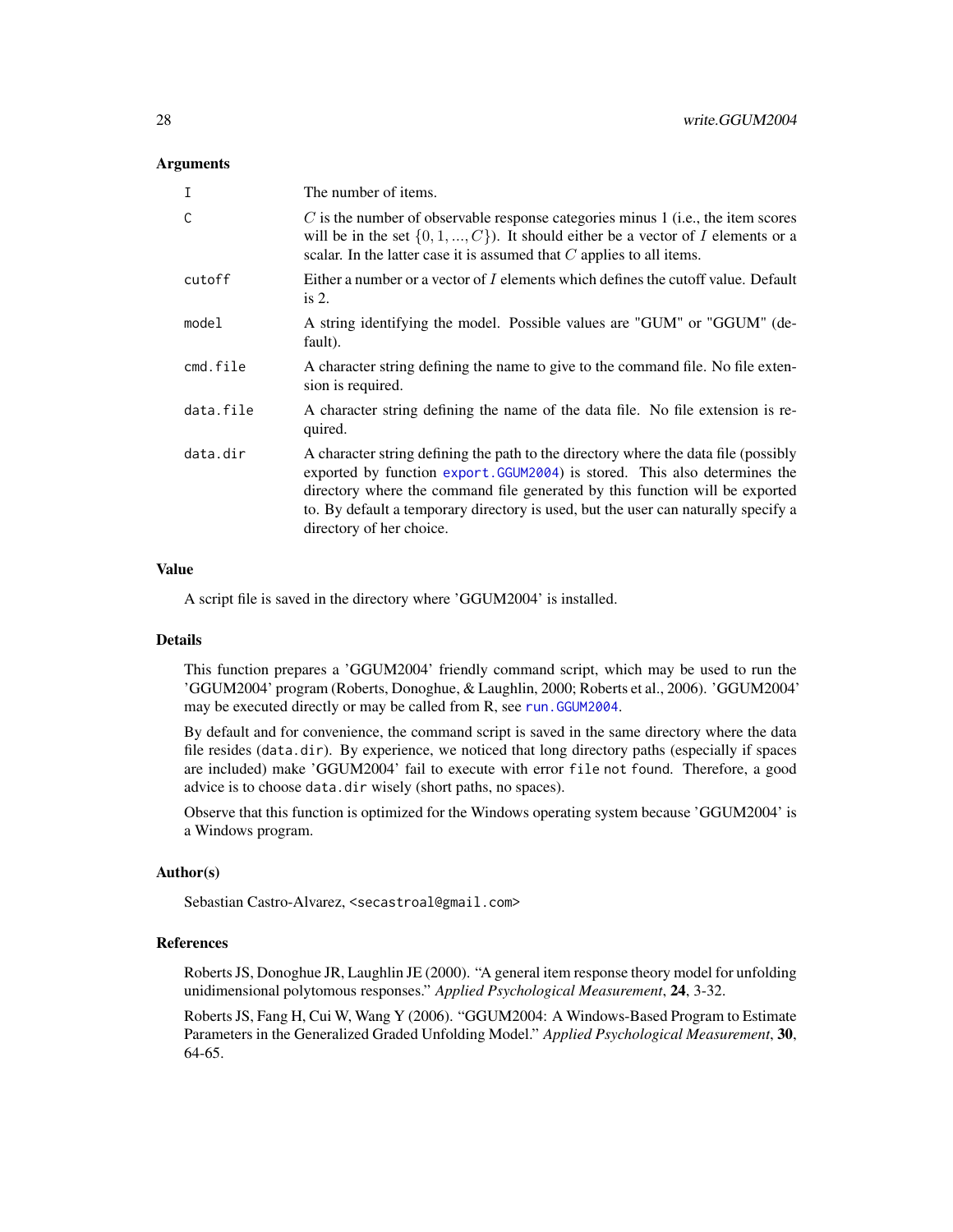### Arguments

| | |
|---|---|
| `I` | The number of items. |
| `C` | $C$ is the number of observable response categories minus 1 (i.e., the item scores will be in the set $\{0, 1, ..., C\}$). It should either be a vector of $I$ elements or a scalar. In the latter case it is assumed that $C$ applies to all items. |
| `cutoff` | Either a number or a vector of $I$ elements which defines the cutoff value. Default is 2. |
| `model` | A string identifying the model. Possible values are "GUM" or "GGUM" (default). |
| `cmd.file` | A character string defining the name to give to the command file. No file extension is required. |
| `data.file` | A character string defining the name of the data file. No file extension is required. |
| `data.dir` | A character string defining the path to the directory where the data file (possibly exported by function `export.GGUM2004`) is stored. This also determines the directory where the command file generated by this function will be exported to. By default a temporary directory is used, but the user can naturally specify a directory of her choice. |

### Value

A script file is saved in the directory where 'GGUM2004' is installed.

### Details

This function prepares a 'GGUM2004' friendly command script, which may be used to run the 'GGUM2004' program (Roberts, Donoghue, & Laughlin, 2000; Roberts et al., 2006). 'GGUM2004' may be executed directly or may be called from R, see `run.GGUM2004`.

By default and for convenience, the command script is saved in the same directory where the data file resides (`data.dir`). By experience, we noticed that long directory paths (especially if spaces are included) make 'GGUM2004' fail to execute with error `file not found`. Therefore, a good advice is to choose `data.dir` wisely (short paths, no spaces).

Observe that this function is optimized for the Windows operating system because 'GGUM2004' is a Windows program.

### Author(s)

Sebastian Castro-Alvarez, <secastroal@gmail.com>

### References

Roberts JS, Donoghue JR, Laughlin JE (2000). "A general item response theory model for unfolding unidimensional polytomous responses." *Applied Psychological Measurement*, **24**, 3-32.

Roberts JS, Fang H, Cui W, Wang Y (2006). "GGUM2004: A Windows-Based Program to Estimate Parameters in the Generalized Graded Unfolding Model." *Applied Psychological Measurement*, **30**, 64-65.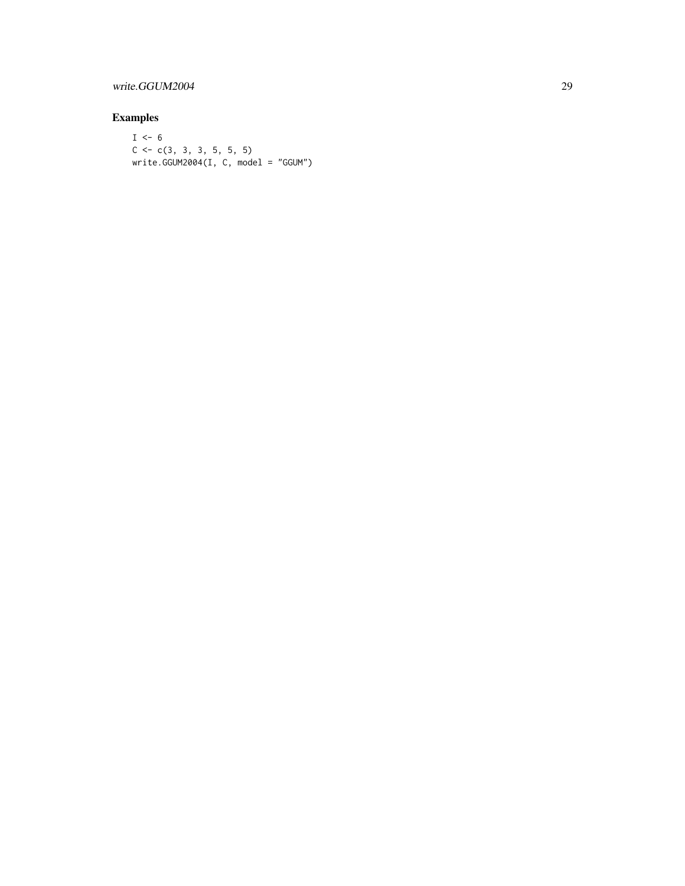## Examples

```
I <- 6
C <- c(3, 3, 3, 5, 5, 5)
write.GGUM2004(I, C, model = "GGUM")
```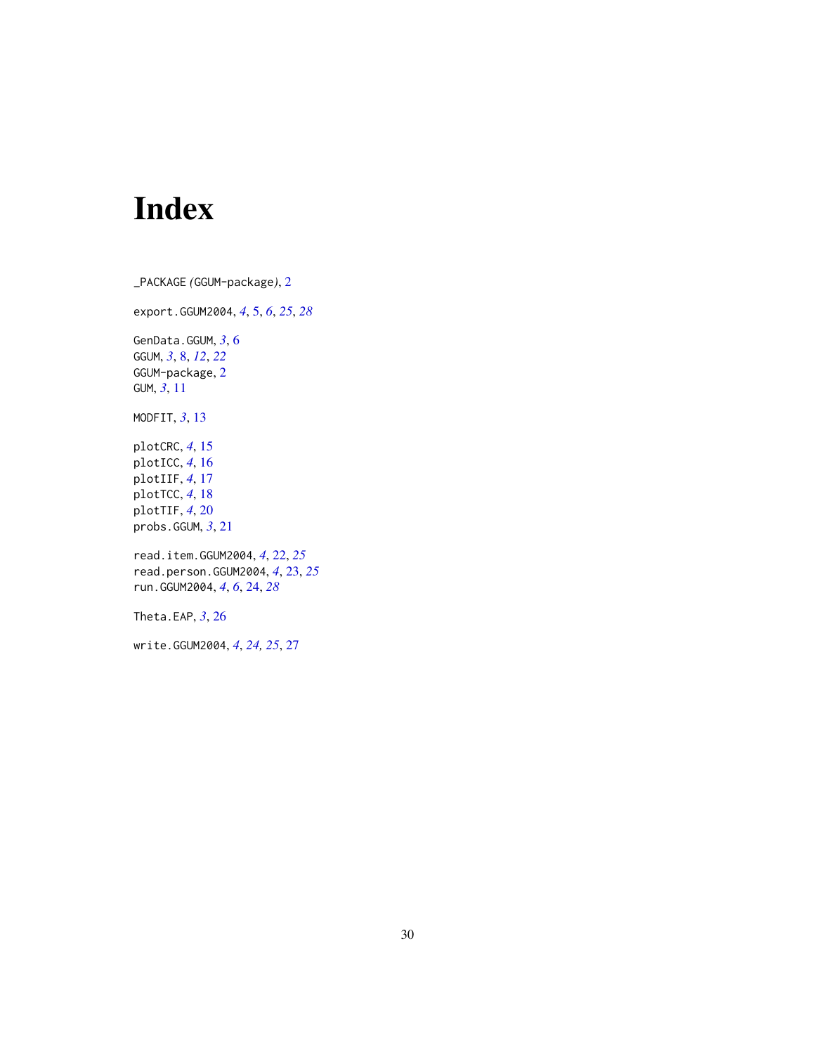# Index

_PACKAGE (GGUM-package), 2

export.GGUM2004, *4*, 5, *6*, *25*, *28*

GenData.GGUM, *3*, 6
GGUM, *3*, 8, *12*, *22*
GGUM-package, 2
GUM, *3*, 11

MODFIT, *3*, 13

plotCRC, *4*, 15
plotICC, *4*, 16
plotIIF, *4*, 17
plotTCC, *4*, 18
plotTIF, *4*, 20
probs.GGUM, *3*, 21

read.item.GGUM2004, *4*, 22, *25*
read.person.GGUM2004, *4*, 23, *25*
run.GGUM2004, *4*, *6*, 24, *28*

Theta.EAP, *3*, 26

write.GGUM2004, *4*, *24, 25*, 27